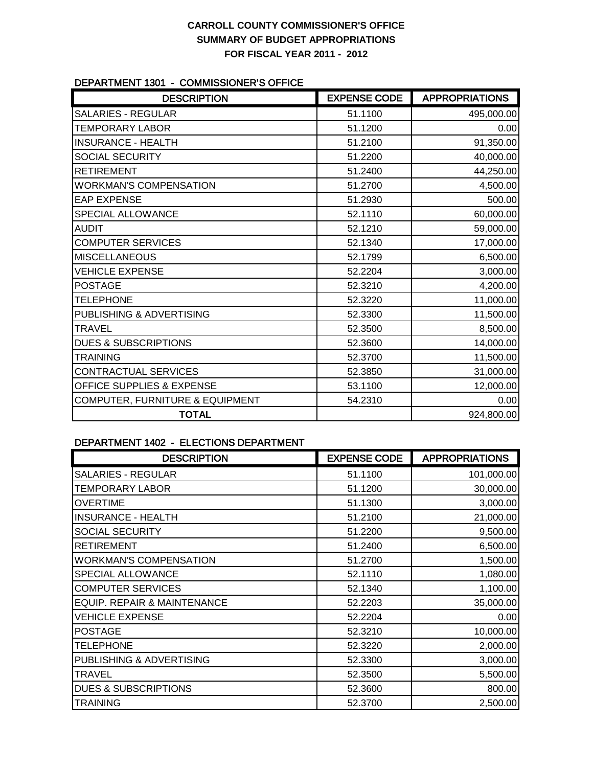# CARROLL COUNTY COMMISSIONER'S OFFICE
## SUMMARY OF BUDGET APPROPRIATIONS
## FOR FISCAL YEAR 2011 - 2012

### DEPARTMENT 1301 - COMMISSIONER'S OFFICE

| DESCRIPTION | EXPENSE CODE | APPROPRIATIONS |
|---|---|---|
| SALARIES - REGULAR | 51.1100 | 495,000.00 |
| TEMPORARY LABOR | 51.1200 | 0.00 |
| INSURANCE - HEALTH | 51.2100 | 91,350.00 |
| SOCIAL SECURITY | 51.2200 | 40,000.00 |
| RETIREMENT | 51.2400 | 44,250.00 |
| WORKMAN'S COMPENSATION | 51.2700 | 4,500.00 |
| EAP EXPENSE | 51.2930 | 500.00 |
| SPECIAL ALLOWANCE | 52.1110 | 60,000.00 |
| AUDIT | 52.1210 | 59,000.00 |
| COMPUTER SERVICES | 52.1340 | 17,000.00 |
| MISCELLANEOUS | 52.1799 | 6,500.00 |
| VEHICLE EXPENSE | 52.2204 | 3,000.00 |
| POSTAGE | 52.3210 | 4,200.00 |
| TELEPHONE | 52.3220 | 11,000.00 |
| PUBLISHING & ADVERTISING | 52.3300 | 11,500.00 |
| TRAVEL | 52.3500 | 8,500.00 |
| DUES & SUBSCRIPTIONS | 52.3600 | 14,000.00 |
| TRAINING | 52.3700 | 11,500.00 |
| CONTRACTUAL SERVICES | 52.3850 | 31,000.00 |
| OFFICE SUPPLIES & EXPENSE | 53.1100 | 12,000.00 |
| COMPUTER, FURNITURE & EQUIPMENT | 54.2310 | 0.00 |
| **TOTAL** | | 924,800.00 |

### DEPARTMENT 1402 - ELECTIONS DEPARTMENT

| DESCRIPTION | EXPENSE CODE | APPROPRIATIONS |
|---|---|---|
| SALARIES - REGULAR | 51.1100 | 101,000.00 |
| TEMPORARY LABOR | 51.1200 | 30,000.00 |
| OVERTIME | 51.1300 | 3,000.00 |
| INSURANCE - HEALTH | 51.2100 | 21,000.00 |
| SOCIAL SECURITY | 51.2200 | 9,500.00 |
| RETIREMENT | 51.2400 | 6,500.00 |
| WORKMAN'S COMPENSATION | 51.2700 | 1,500.00 |
| SPECIAL ALLOWANCE | 52.1110 | 1,080.00 |
| COMPUTER SERVICES | 52.1340 | 1,100.00 |
| EQUIP. REPAIR & MAINTENANCE | 52.2203 | 35,000.00 |
| VEHICLE EXPENSE | 52.2204 | 0.00 |
| POSTAGE | 52.3210 | 10,000.00 |
| TELEPHONE | 52.3220 | 2,000.00 |
| PUBLISHING & ADVERTISING | 52.3300 | 3,000.00 |
| TRAVEL | 52.3500 | 5,500.00 |
| DUES & SUBSCRIPTIONS | 52.3600 | 800.00 |
| TRAINING | 52.3700 | 2,500.00 |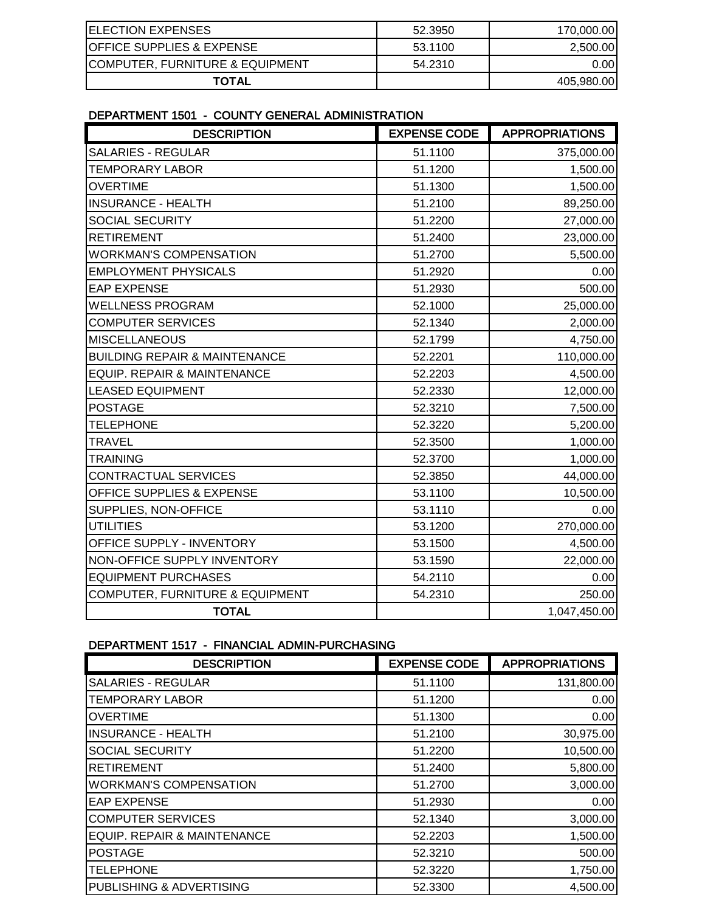| | | |
|---|---|---|
| ELECTION EXPENSES | 52.3950 | 170,000.00 |
| OFFICE SUPPLIES & EXPENSE | 53.1100 | 2,500.00 |
| COMPUTER, FURNITURE & EQUIPMENT | 54.2310 | 0.00 |
| **TOTAL** | | 405,980.00 |

### DEPARTMENT 1501 - COUNTY GENERAL ADMINISTRATION

| DESCRIPTION | EXPENSE CODE | APPROPRIATIONS |
|---|---|---|
| SALARIES - REGULAR | 51.1100 | 375,000.00 |
| TEMPORARY LABOR | 51.1200 | 1,500.00 |
| OVERTIME | 51.1300 | 1,500.00 |
| INSURANCE - HEALTH | 51.2100 | 89,250.00 |
| SOCIAL SECURITY | 51.2200 | 27,000.00 |
| RETIREMENT | 51.2400 | 23,000.00 |
| WORKMAN'S COMPENSATION | 51.2700 | 5,500.00 |
| EMPLOYMENT PHYSICALS | 51.2920 | 0.00 |
| EAP EXPENSE | 51.2930 | 500.00 |
| WELLNESS PROGRAM | 52.1000 | 25,000.00 |
| COMPUTER SERVICES | 52.1340 | 2,000.00 |
| MISCELLANEOUS | 52.1799 | 4,750.00 |
| BUILDING REPAIR & MAINTENANCE | 52.2201 | 110,000.00 |
| EQUIP. REPAIR & MAINTENANCE | 52.2203 | 4,500.00 |
| LEASED EQUIPMENT | 52.2330 | 12,000.00 |
| POSTAGE | 52.3210 | 7,500.00 |
| TELEPHONE | 52.3220 | 5,200.00 |
| TRAVEL | 52.3500 | 1,000.00 |
| TRAINING | 52.3700 | 1,000.00 |
| CONTRACTUAL SERVICES | 52.3850 | 44,000.00 |
| OFFICE SUPPLIES & EXPENSE | 53.1100 | 10,500.00 |
| SUPPLIES, NON-OFFICE | 53.1110 | 0.00 |
| UTILITIES | 53.1200 | 270,000.00 |
| OFFICE SUPPLY - INVENTORY | 53.1500 | 4,500.00 |
| NON-OFFICE SUPPLY INVENTORY | 53.1590 | 22,000.00 |
| EQUIPMENT PURCHASES | 54.2110 | 0.00 |
| COMPUTER, FURNITURE & EQUIPMENT | 54.2310 | 250.00 |
| **TOTAL** | | 1,047,450.00 |

### DEPARTMENT 1517 - FINANCIAL ADMIN-PURCHASING

| DESCRIPTION | EXPENSE CODE | APPROPRIATIONS |
|---|---|---|
| SALARIES - REGULAR | 51.1100 | 131,800.00 |
| TEMPORARY LABOR | 51.1200 | 0.00 |
| OVERTIME | 51.1300 | 0.00 |
| INSURANCE - HEALTH | 51.2100 | 30,975.00 |
| SOCIAL SECURITY | 51.2200 | 10,500.00 |
| RETIREMENT | 51.2400 | 5,800.00 |
| WORKMAN'S COMPENSATION | 51.2700 | 3,000.00 |
| EAP EXPENSE | 51.2930 | 0.00 |
| COMPUTER SERVICES | 52.1340 | 3,000.00 |
| EQUIP. REPAIR & MAINTENANCE | 52.2203 | 1,500.00 |
| POSTAGE | 52.3210 | 500.00 |
| TELEPHONE | 52.3220 | 1,750.00 |
| PUBLISHING & ADVERTISING | 52.3300 | 4,500.00 |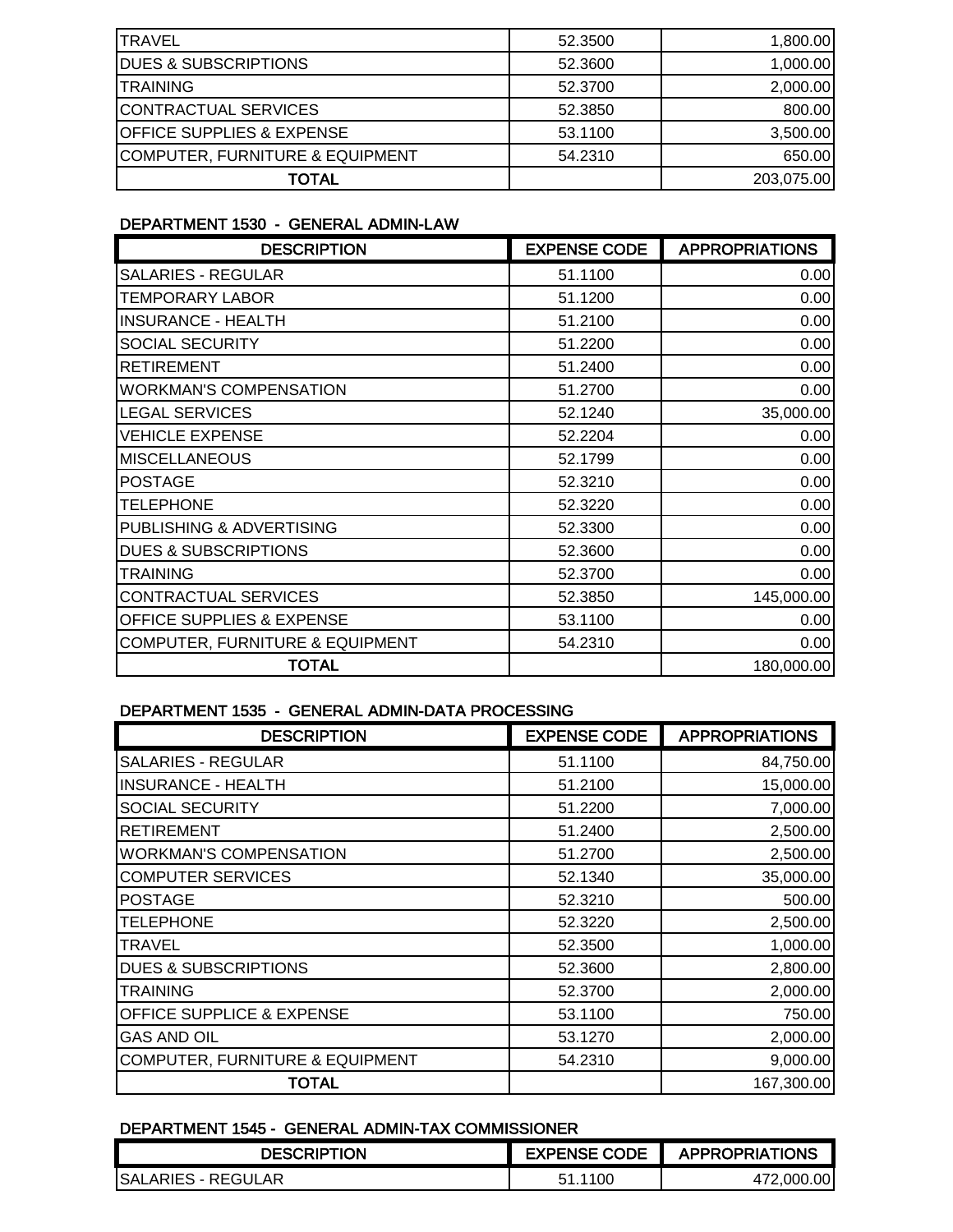| | | |
|---|---|---|
| TRAVEL | 52.3500 | 1,800.00 |
| DUES & SUBSCRIPTIONS | 52.3600 | 1,000.00 |
| TRAINING | 52.3700 | 2,000.00 |
| CONTRACTUAL SERVICES | 52.3850 | 800.00 |
| OFFICE SUPPLIES & EXPENSE | 53.1100 | 3,500.00 |
| COMPUTER, FURNITURE & EQUIPMENT | 54.2310 | 650.00 |
| **TOTAL** | | 203,075.00 |

### DEPARTMENT 1530 - GENERAL ADMIN-LAW

| DESCRIPTION | EXPENSE CODE | APPROPRIATIONS |
|---|---|---|
| SALARIES - REGULAR | 51.1100 | 0.00 |
| TEMPORARY LABOR | 51.1200 | 0.00 |
| INSURANCE - HEALTH | 51.2100 | 0.00 |
| SOCIAL SECURITY | 51.2200 | 0.00 |
| RETIREMENT | 51.2400 | 0.00 |
| WORKMAN'S COMPENSATION | 51.2700 | 0.00 |
| LEGAL SERVICES | 52.1240 | 35,000.00 |
| VEHICLE EXPENSE | 52.2204 | 0.00 |
| MISCELLANEOUS | 52.1799 | 0.00 |
| POSTAGE | 52.3210 | 0.00 |
| TELEPHONE | 52.3220 | 0.00 |
| PUBLISHING & ADVERTISING | 52.3300 | 0.00 |
| DUES & SUBSCRIPTIONS | 52.3600 | 0.00 |
| TRAINING | 52.3700 | 0.00 |
| CONTRACTUAL SERVICES | 52.3850 | 145,000.00 |
| OFFICE SUPPLIES & EXPENSE | 53.1100 | 0.00 |
| COMPUTER, FURNITURE & EQUIPMENT | 54.2310 | 0.00 |
| **TOTAL** | | 180,000.00 |

### DEPARTMENT 1535 - GENERAL ADMIN-DATA PROCESSING

| DESCRIPTION | EXPENSE CODE | APPROPRIATIONS |
|---|---|---|
| SALARIES - REGULAR | 51.1100 | 84,750.00 |
| INSURANCE - HEALTH | 51.2100 | 15,000.00 |
| SOCIAL SECURITY | 51.2200 | 7,000.00 |
| RETIREMENT | 51.2400 | 2,500.00 |
| WORKMAN'S COMPENSATION | 51.2700 | 2,500.00 |
| COMPUTER SERVICES | 52.1340 | 35,000.00 |
| POSTAGE | 52.3210 | 500.00 |
| TELEPHONE | 52.3220 | 2,500.00 |
| TRAVEL | 52.3500 | 1,000.00 |
| DUES & SUBSCRIPTIONS | 52.3600 | 2,800.00 |
| TRAINING | 52.3700 | 2,000.00 |
| OFFICE SUPPLICE & EXPENSE | 53.1100 | 750.00 |
| GAS AND OIL | 53.1270 | 2,000.00 |
| COMPUTER, FURNITURE & EQUIPMENT | 54.2310 | 9,000.00 |
| **TOTAL** | | 167,300.00 |

### DEPARTMENT 1545 - GENERAL ADMIN-TAX COMMISSIONER

| DESCRIPTION | EXPENSE CODE | APPROPRIATIONS |
|---|---|---|
| SALARIES - REGULAR | 51.1100 | 472,000.00 |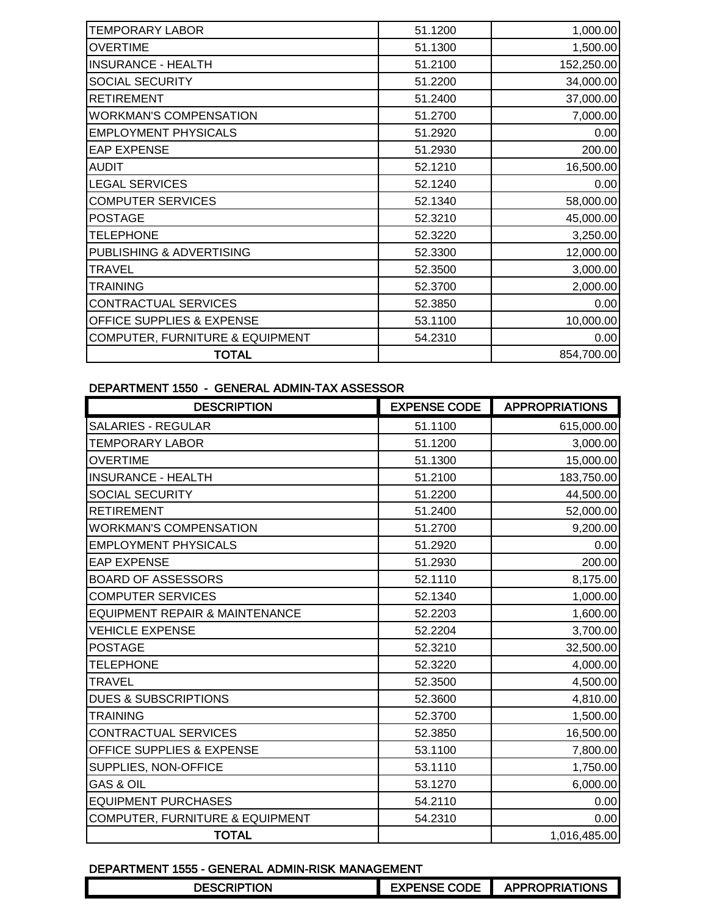| | | |
|---|---|---|
| TEMPORARY LABOR | 51.1200 | 1,000.00 |
| OVERTIME | 51.1300 | 1,500.00 |
| INSURANCE - HEALTH | 51.2100 | 152,250.00 |
| SOCIAL SECURITY | 51.2200 | 34,000.00 |
| RETIREMENT | 51.2400 | 37,000.00 |
| WORKMAN'S COMPENSATION | 51.2700 | 7,000.00 |
| EMPLOYMENT PHYSICALS | 51.2920 | 0.00 |
| EAP EXPENSE | 51.2930 | 200.00 |
| AUDIT | 52.1210 | 16,500.00 |
| LEGAL SERVICES | 52.1240 | 0.00 |
| COMPUTER SERVICES | 52.1340 | 58,000.00 |
| POSTAGE | 52.3210 | 45,000.00 |
| TELEPHONE | 52.3220 | 3,250.00 |
| PUBLISHING & ADVERTISING | 52.3300 | 12,000.00 |
| TRAVEL | 52.3500 | 3,000.00 |
| TRAINING | 52.3700 | 2,000.00 |
| CONTRACTUAL SERVICES | 52.3850 | 0.00 |
| OFFICE SUPPLIES & EXPENSE | 53.1100 | 10,000.00 |
| COMPUTER, FURNITURE & EQUIPMENT | 54.2310 | 0.00 |
| **TOTAL** | | 854,700.00 |

#### DEPARTMENT 1550 - GENERAL ADMIN-TAX ASSESSOR

| DESCRIPTION | EXPENSE CODE | APPROPRIATIONS |
|---|---|---|
| SALARIES - REGULAR | 51.1100 | 615,000.00 |
| TEMPORARY LABOR | 51.1200 | 3,000.00 |
| OVERTIME | 51.1300 | 15,000.00 |
| INSURANCE - HEALTH | 51.2100 | 183,750.00 |
| SOCIAL SECURITY | 51.2200 | 44,500.00 |
| RETIREMENT | 51.2400 | 52,000.00 |
| WORKMAN'S COMPENSATION | 51.2700 | 9,200.00 |
| EMPLOYMENT PHYSICALS | 51.2920 | 0.00 |
| EAP EXPENSE | 51.2930 | 200.00 |
| BOARD OF ASSESSORS | 52.1110 | 8,175.00 |
| COMPUTER SERVICES | 52.1340 | 1,000.00 |
| EQUIPMENT REPAIR & MAINTENANCE | 52.2203 | 1,600.00 |
| VEHICLE EXPENSE | 52.2204 | 3,700.00 |
| POSTAGE | 52.3210 | 32,500.00 |
| TELEPHONE | 52.3220 | 4,000.00 |
| TRAVEL | 52.3500 | 4,500.00 |
| DUES & SUBSCRIPTIONS | 52.3600 | 4,810.00 |
| TRAINING | 52.3700 | 1,500.00 |
| CONTRACTUAL SERVICES | 52.3850 | 16,500.00 |
| OFFICE SUPPLIES & EXPENSE | 53.1100 | 7,800.00 |
| SUPPLIES, NON-OFFICE | 53.1110 | 1,750.00 |
| GAS & OIL | 53.1270 | 6,000.00 |
| EQUIPMENT PURCHASES | 54.2110 | 0.00 |
| COMPUTER, FURNITURE & EQUIPMENT | 54.2310 | 0.00 |
| **TOTAL** | | 1,016,485.00 |

#### DEPARTMENT 1555 - GENERAL ADMIN-RISK MANAGEMENT

| DESCRIPTION | EXPENSE CODE | APPROPRIATIONS |
|---|---|---|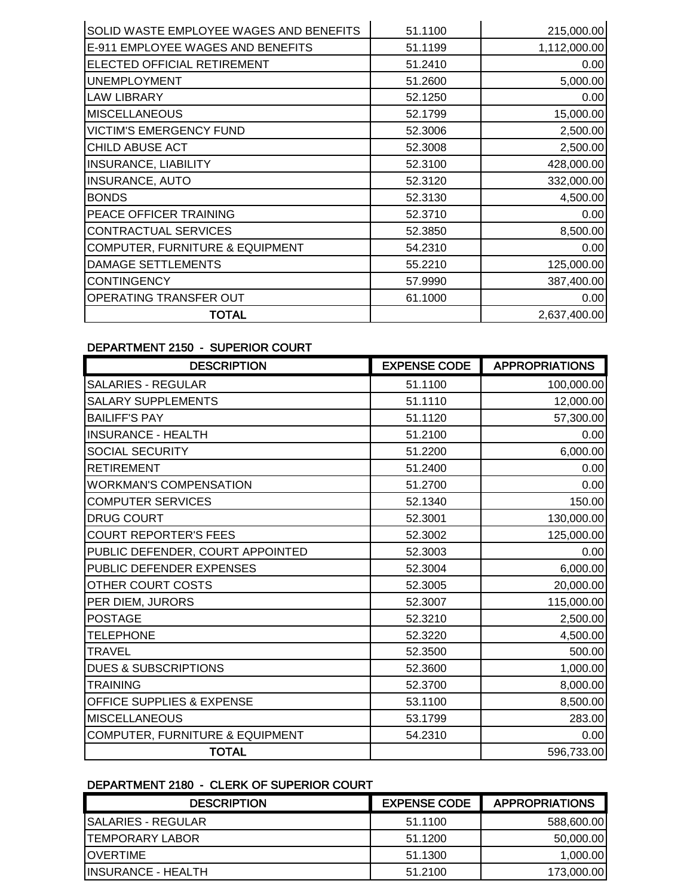| | | |
|---|---|---|
| SOLID WASTE EMPLOYEE WAGES AND BENEFITS | 51.1100 | 215,000.00 |
| E-911 EMPLOYEE WAGES AND BENEFITS | 51.1199 | 1,112,000.00 |
| ELECTED OFFICIAL RETIREMENT | 51.2410 | 0.00 |
| UNEMPLOYMENT | 51.2600 | 5,000.00 |
| LAW LIBRARY | 52.1250 | 0.00 |
| MISCELLANEOUS | 52.1799 | 15,000.00 |
| VICTIM'S EMERGENCY FUND | 52.3006 | 2,500.00 |
| CHILD ABUSE ACT | 52.3008 | 2,500.00 |
| INSURANCE, LIABILITY | 52.3100 | 428,000.00 |
| INSURANCE, AUTO | 52.3120 | 332,000.00 |
| BONDS | 52.3130 | 4,500.00 |
| PEACE OFFICER TRAINING | 52.3710 | 0.00 |
| CONTRACTUAL SERVICES | 52.3850 | 8,500.00 |
| COMPUTER, FURNITURE & EQUIPMENT | 54.2310 | 0.00 |
| DAMAGE SETTLEMENTS | 55.2210 | 125,000.00 |
| CONTINGENCY | 57.9990 | 387,400.00 |
| OPERATING TRANSFER OUT | 61.1000 | 0.00 |
| **TOTAL** | | 2,637,400.00 |

**DEPARTMENT 2150 - SUPERIOR COURT**

| DESCRIPTION | EXPENSE CODE | APPROPRIATIONS |
|---|---|---|
| SALARIES - REGULAR | 51.1100 | 100,000.00 |
| SALARY SUPPLEMENTS | 51.1110 | 12,000.00 |
| BAILIFF'S PAY | 51.1120 | 57,300.00 |
| INSURANCE - HEALTH | 51.2100 | 0.00 |
| SOCIAL SECURITY | 51.2200 | 6,000.00 |
| RETIREMENT | 51.2400 | 0.00 |
| WORKMAN'S COMPENSATION | 51.2700 | 0.00 |
| COMPUTER SERVICES | 52.1340 | 150.00 |
| DRUG COURT | 52.3001 | 130,000.00 |
| COURT REPORTER'S FEES | 52.3002 | 125,000.00 |
| PUBLIC DEFENDER, COURT APPOINTED | 52.3003 | 0.00 |
| PUBLIC DEFENDER EXPENSES | 52.3004 | 6,000.00 |
| OTHER COURT COSTS | 52.3005 | 20,000.00 |
| PER DIEM, JURORS | 52.3007 | 115,000.00 |
| POSTAGE | 52.3210 | 2,500.00 |
| TELEPHONE | 52.3220 | 4,500.00 |
| TRAVEL | 52.3500 | 500.00 |
| DUES & SUBSCRIPTIONS | 52.3600 | 1,000.00 |
| TRAINING | 52.3700 | 8,000.00 |
| OFFICE SUPPLIES & EXPENSE | 53.1100 | 8,500.00 |
| MISCELLANEOUS | 53.1799 | 283.00 |
| COMPUTER, FURNITURE & EQUIPMENT | 54.2310 | 0.00 |
| **TOTAL** | | 596,733.00 |

**DEPARTMENT 2180 - CLERK OF SUPERIOR COURT**

| DESCRIPTION | EXPENSE CODE | APPROPRIATIONS |
|---|---|---|
| SALARIES - REGULAR | 51.1100 | 588,600.00 |
| TEMPORARY LABOR | 51.1200 | 50,000.00 |
| OVERTIME | 51.1300 | 1,000.00 |
| INSURANCE - HEALTH | 51.2100 | 173,000.00 |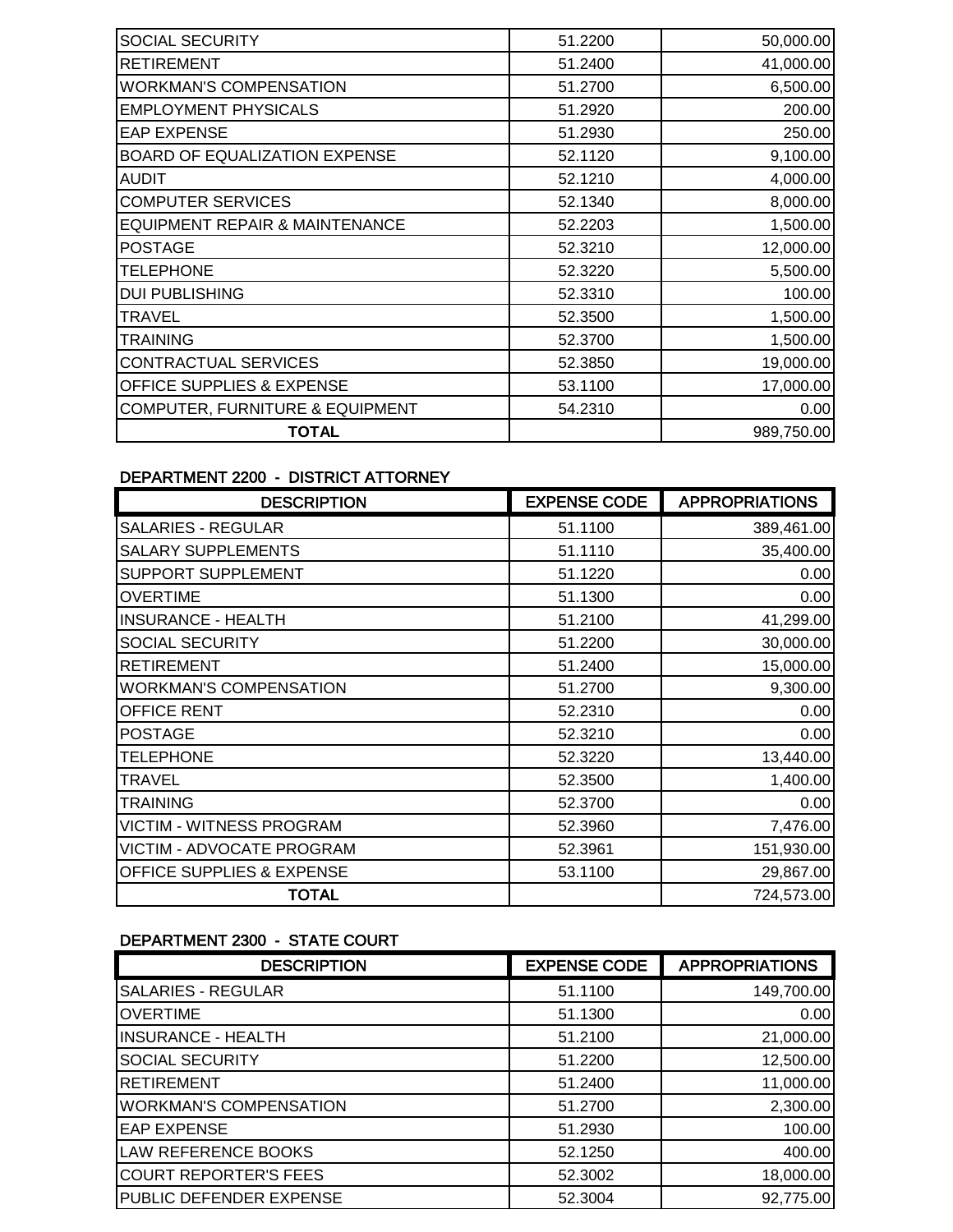| | | |
|---|---|---|
| SOCIAL SECURITY | 51.2200 | 50,000.00 |
| RETIREMENT | 51.2400 | 41,000.00 |
| WORKMAN'S COMPENSATION | 51.2700 | 6,500.00 |
| EMPLOYMENT PHYSICALS | 51.2920 | 200.00 |
| EAP EXPENSE | 51.2930 | 250.00 |
| BOARD OF EQUALIZATION EXPENSE | 52.1120 | 9,100.00 |
| AUDIT | 52.1210 | 4,000.00 |
| COMPUTER SERVICES | 52.1340 | 8,000.00 |
| EQUIPMENT REPAIR & MAINTENANCE | 52.2203 | 1,500.00 |
| POSTAGE | 52.3210 | 12,000.00 |
| TELEPHONE | 52.3220 | 5,500.00 |
| DUI PUBLISHING | 52.3310 | 100.00 |
| TRAVEL | 52.3500 | 1,500.00 |
| TRAINING | 52.3700 | 1,500.00 |
| CONTRACTUAL SERVICES | 52.3850 | 19,000.00 |
| OFFICE SUPPLIES & EXPENSE | 53.1100 | 17,000.00 |
| COMPUTER, FURNITURE & EQUIPMENT | 54.2310 | 0.00 |
| **TOTAL** | | 989,750.00 |

### DEPARTMENT 2200 - DISTRICT ATTORNEY

| DESCRIPTION | EXPENSE CODE | APPROPRIATIONS |
|---|---|---|
| SALARIES - REGULAR | 51.1100 | 389,461.00 |
| SALARY SUPPLEMENTS | 51.1110 | 35,400.00 |
| SUPPORT SUPPLEMENT | 51.1220 | 0.00 |
| OVERTIME | 51.1300 | 0.00 |
| INSURANCE - HEALTH | 51.2100 | 41,299.00 |
| SOCIAL SECURITY | 51.2200 | 30,000.00 |
| RETIREMENT | 51.2400 | 15,000.00 |
| WORKMAN'S COMPENSATION | 51.2700 | 9,300.00 |
| OFFICE RENT | 52.2310 | 0.00 |
| POSTAGE | 52.3210 | 0.00 |
| TELEPHONE | 52.3220 | 13,440.00 |
| TRAVEL | 52.3500 | 1,400.00 |
| TRAINING | 52.3700 | 0.00 |
| VICTIM - WITNESS PROGRAM | 52.3960 | 7,476.00 |
| VICTIM - ADVOCATE PROGRAM | 52.3961 | 151,930.00 |
| OFFICE SUPPLIES & EXPENSE | 53.1100 | 29,867.00 |
| **TOTAL** | | 724,573.00 |

### DEPARTMENT 2300 - STATE COURT

| DESCRIPTION | EXPENSE CODE | APPROPRIATIONS |
|---|---|---|
| SALARIES - REGULAR | 51.1100 | 149,700.00 |
| OVERTIME | 51.1300 | 0.00 |
| INSURANCE - HEALTH | 51.2100 | 21,000.00 |
| SOCIAL SECURITY | 51.2200 | 12,500.00 |
| RETIREMENT | 51.2400 | 11,000.00 |
| WORKMAN'S COMPENSATION | 51.2700 | 2,300.00 |
| EAP EXPENSE | 51.2930 | 100.00 |
| LAW REFERENCE BOOKS | 52.1250 | 400.00 |
| COURT REPORTER'S FEES | 52.3002 | 18,000.00 |
| PUBLIC DEFENDER EXPENSE | 52.3004 | 92,775.00 |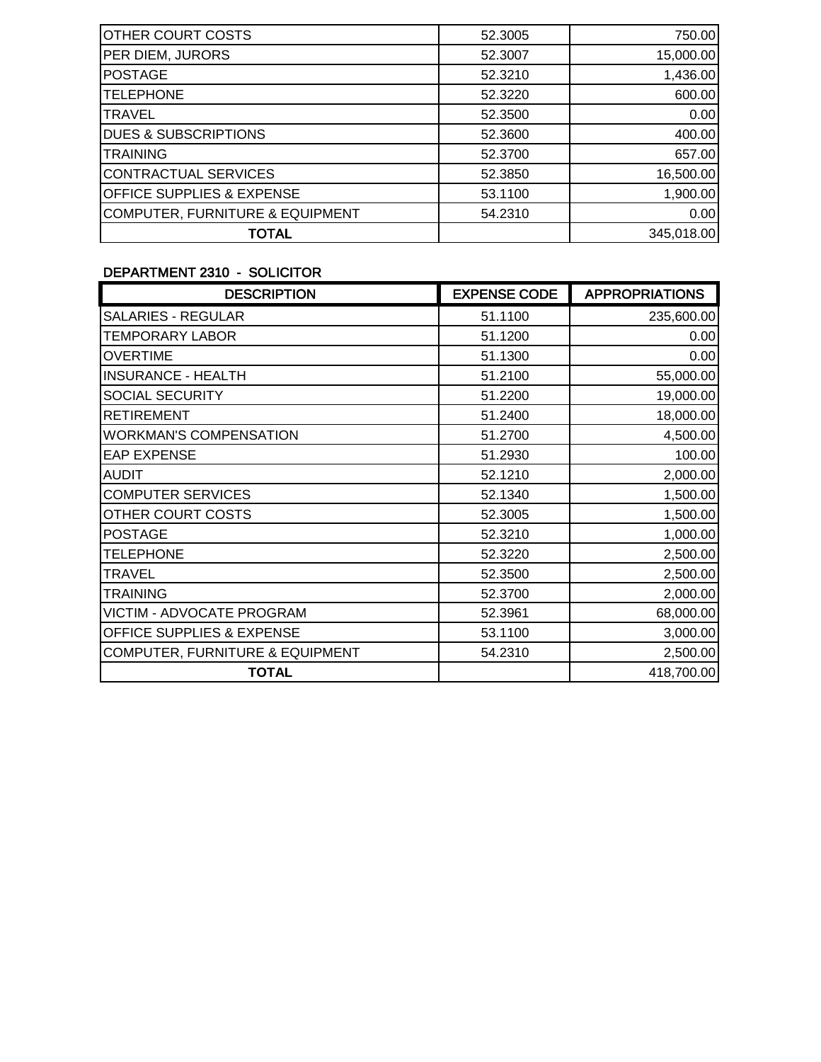| | | |
|---|---|---|
| OTHER COURT COSTS | 52.3005 | 750.00 |
| PER DIEM, JURORS | 52.3007 | 15,000.00 |
| POSTAGE | 52.3210 | 1,436.00 |
| TELEPHONE | 52.3220 | 600.00 |
| TRAVEL | 52.3500 | 0.00 |
| DUES & SUBSCRIPTIONS | 52.3600 | 400.00 |
| TRAINING | 52.3700 | 657.00 |
| CONTRACTUAL SERVICES | 52.3850 | 16,500.00 |
| OFFICE SUPPLIES & EXPENSE | 53.1100 | 1,900.00 |
| COMPUTER, FURNITURE & EQUIPMENT | 54.2310 | 0.00 |
| **TOTAL** | | 345,018.00 |

DEPARTMENT 2310 - SOLICITOR

| DESCRIPTION | EXPENSE CODE | APPROPRIATIONS |
|---|---|---|
| SALARIES - REGULAR | 51.1100 | 235,600.00 |
| TEMPORARY LABOR | 51.1200 | 0.00 |
| OVERTIME | 51.1300 | 0.00 |
| INSURANCE - HEALTH | 51.2100 | 55,000.00 |
| SOCIAL SECURITY | 51.2200 | 19,000.00 |
| RETIREMENT | 51.2400 | 18,000.00 |
| WORKMAN'S COMPENSATION | 51.2700 | 4,500.00 |
| EAP EXPENSE | 51.2930 | 100.00 |
| AUDIT | 52.1210 | 2,000.00 |
| COMPUTER SERVICES | 52.1340 | 1,500.00 |
| OTHER COURT COSTS | 52.3005 | 1,500.00 |
| POSTAGE | 52.3210 | 1,000.00 |
| TELEPHONE | 52.3220 | 2,500.00 |
| TRAVEL | 52.3500 | 2,500.00 |
| TRAINING | 52.3700 | 2,000.00 |
| VICTIM - ADVOCATE PROGRAM | 52.3961 | 68,000.00 |
| OFFICE SUPPLIES & EXPENSE | 53.1100 | 3,000.00 |
| COMPUTER, FURNITURE & EQUIPMENT | 54.2310 | 2,500.00 |
| **TOTAL** | | 418,700.00 |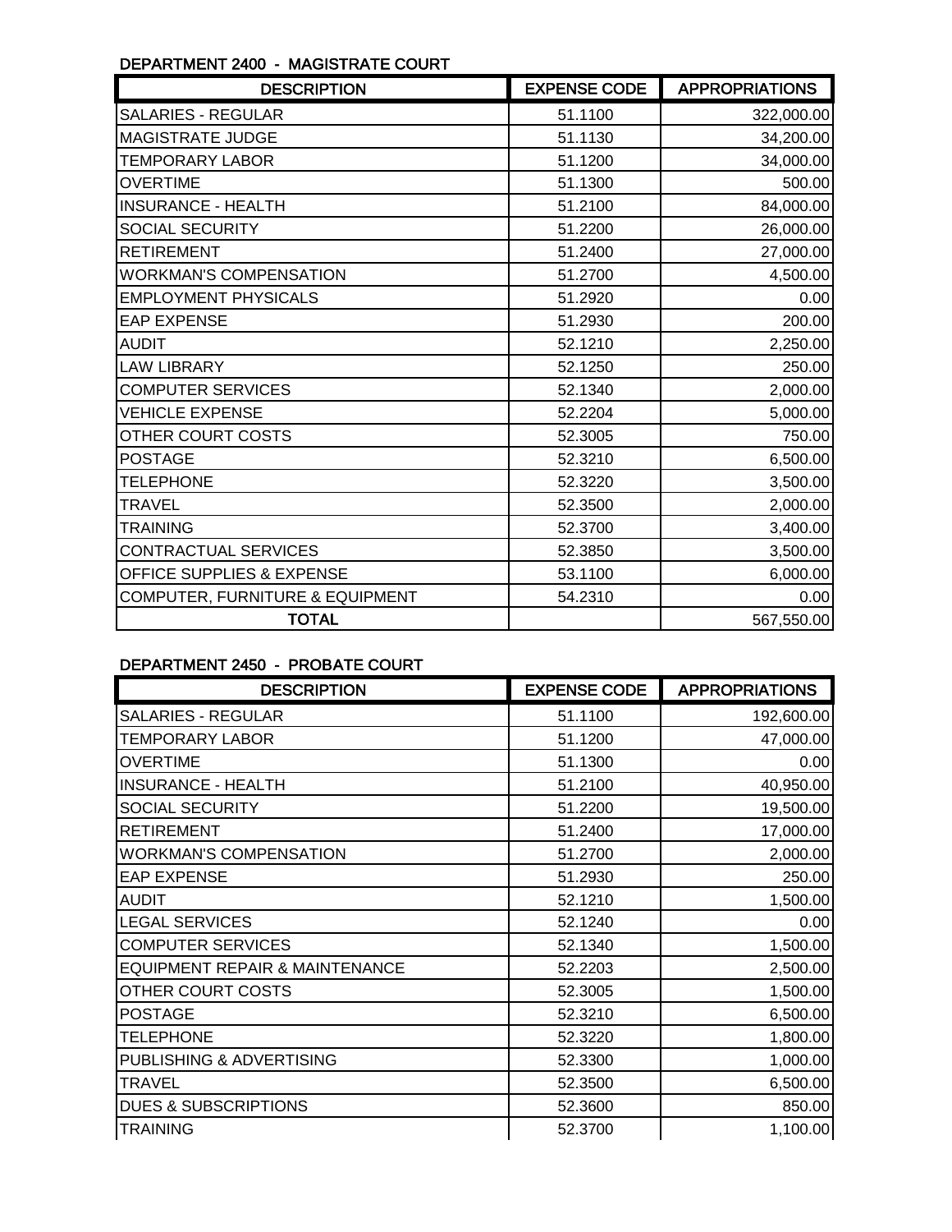### DEPARTMENT 2400 - MAGISTRATE COURT

| DESCRIPTION | EXPENSE CODE | APPROPRIATIONS |
| --- | --- | --- |
| SALARIES - REGULAR | 51.1100 | 322,000.00 |
| MAGISTRATE JUDGE | 51.1130 | 34,200.00 |
| TEMPORARY LABOR | 51.1200 | 34,000.00 |
| OVERTIME | 51.1300 | 500.00 |
| INSURANCE - HEALTH | 51.2100 | 84,000.00 |
| SOCIAL SECURITY | 51.2200 | 26,000.00 |
| RETIREMENT | 51.2400 | 27,000.00 |
| WORKMAN'S COMPENSATION | 51.2700 | 4,500.00 |
| EMPLOYMENT PHYSICALS | 51.2920 | 0.00 |
| EAP EXPENSE | 51.2930 | 200.00 |
| AUDIT | 52.1210 | 2,250.00 |
| LAW LIBRARY | 52.1250 | 250.00 |
| COMPUTER SERVICES | 52.1340 | 2,000.00 |
| VEHICLE EXPENSE | 52.2204 | 5,000.00 |
| OTHER COURT COSTS | 52.3005 | 750.00 |
| POSTAGE | 52.3210 | 6,500.00 |
| TELEPHONE | 52.3220 | 3,500.00 |
| TRAVEL | 52.3500 | 2,000.00 |
| TRAINING | 52.3700 | 3,400.00 |
| CONTRACTUAL SERVICES | 52.3850 | 3,500.00 |
| OFFICE SUPPLIES & EXPENSE | 53.1100 | 6,000.00 |
| COMPUTER, FURNITURE & EQUIPMENT | 54.2310 | 0.00 |
| **TOTAL** | | 567,550.00 |

### DEPARTMENT 2450 - PROBATE COURT

| DESCRIPTION | EXPENSE CODE | APPROPRIATIONS |
| --- | --- | --- |
| SALARIES - REGULAR | 51.1100 | 192,600.00 |
| TEMPORARY LABOR | 51.1200 | 47,000.00 |
| OVERTIME | 51.1300 | 0.00 |
| INSURANCE - HEALTH | 51.2100 | 40,950.00 |
| SOCIAL SECURITY | 51.2200 | 19,500.00 |
| RETIREMENT | 51.2400 | 17,000.00 |
| WORKMAN'S COMPENSATION | 51.2700 | 2,000.00 |
| EAP EXPENSE | 51.2930 | 250.00 |
| AUDIT | 52.1210 | 1,500.00 |
| LEGAL SERVICES | 52.1240 | 0.00 |
| COMPUTER SERVICES | 52.1340 | 1,500.00 |
| EQUIPMENT REPAIR & MAINTENANCE | 52.2203 | 2,500.00 |
| OTHER COURT COSTS | 52.3005 | 1,500.00 |
| POSTAGE | 52.3210 | 6,500.00 |
| TELEPHONE | 52.3220 | 1,800.00 |
| PUBLISHING & ADVERTISING | 52.3300 | 1,000.00 |
| TRAVEL | 52.3500 | 6,500.00 |
| DUES & SUBSCRIPTIONS | 52.3600 | 850.00 |
| TRAINING | 52.3700 | 1,100.00 |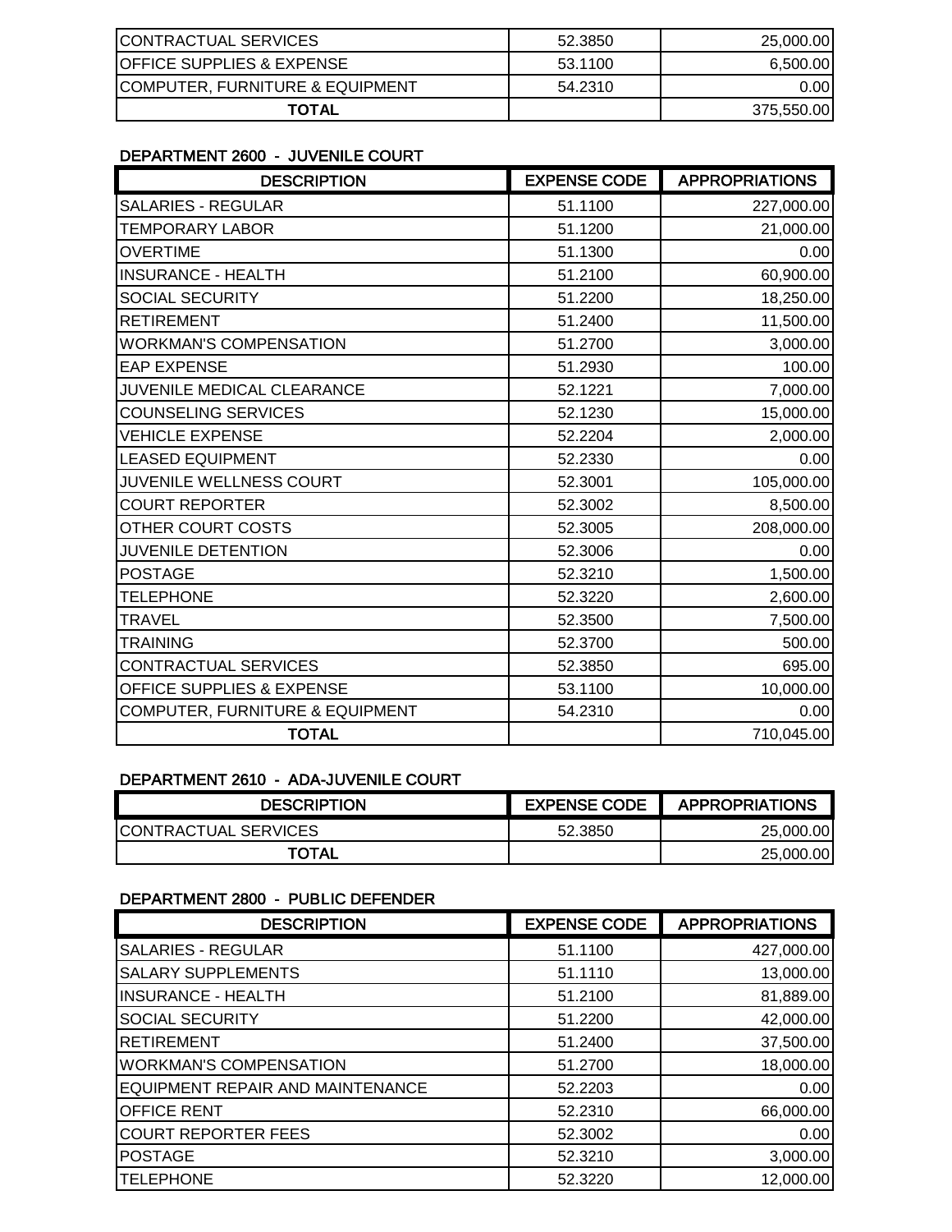| DESCRIPTION | EXPENSE CODE | APPROPRIATIONS |
|---|---|---|
| CONTRACTUAL SERVICES | 52.3850 | 25,000.00 |
| OFFICE SUPPLIES & EXPENSE | 53.1100 | 6,500.00 |
| COMPUTER, FURNITURE & EQUIPMENT | 54.2310 | 0.00 |
| **TOTAL** | | 375,550.00 |

### DEPARTMENT 2600 - JUVENILE COURT

| DESCRIPTION | EXPENSE CODE | APPROPRIATIONS |
|---|---|---|
| SALARIES - REGULAR | 51.1100 | 227,000.00 |
| TEMPORARY LABOR | 51.1200 | 21,000.00 |
| OVERTIME | 51.1300 | 0.00 |
| INSURANCE - HEALTH | 51.2100 | 60,900.00 |
| SOCIAL SECURITY | 51.2200 | 18,250.00 |
| RETIREMENT | 51.2400 | 11,500.00 |
| WORKMAN'S COMPENSATION | 51.2700 | 3,000.00 |
| EAP EXPENSE | 51.2930 | 100.00 |
| JUVENILE MEDICAL CLEARANCE | 52.1221 | 7,000.00 |
| COUNSELING SERVICES | 52.1230 | 15,000.00 |
| VEHICLE EXPENSE | 52.2204 | 2,000.00 |
| LEASED EQUIPMENT | 52.2330 | 0.00 |
| JUVENILE WELLNESS COURT | 52.3001 | 105,000.00 |
| COURT REPORTER | 52.3002 | 8,500.00 |
| OTHER COURT COSTS | 52.3005 | 208,000.00 |
| JUVENILE DETENTION | 52.3006 | 0.00 |
| POSTAGE | 52.3210 | 1,500.00 |
| TELEPHONE | 52.3220 | 2,600.00 |
| TRAVEL | 52.3500 | 7,500.00 |
| TRAINING | 52.3700 | 500.00 |
| CONTRACTUAL SERVICES | 52.3850 | 695.00 |
| OFFICE SUPPLIES & EXPENSE | 53.1100 | 10,000.00 |
| COMPUTER, FURNITURE & EQUIPMENT | 54.2310 | 0.00 |
| **TOTAL** | | 710,045.00 |

### DEPARTMENT 2610 - ADA-JUVENILE COURT

| DESCRIPTION | EXPENSE CODE | APPROPRIATIONS |
|---|---|---|
| CONTRACTUAL SERVICES | 52.3850 | 25,000.00 |
| **TOTAL** | | 25,000.00 |

### DEPARTMENT 2800 - PUBLIC DEFENDER

| DESCRIPTION | EXPENSE CODE | APPROPRIATIONS |
|---|---|---|
| SALARIES - REGULAR | 51.1100 | 427,000.00 |
| SALARY SUPPLEMENTS | 51.1110 | 13,000.00 |
| INSURANCE - HEALTH | 51.2100 | 81,889.00 |
| SOCIAL SECURITY | 51.2200 | 42,000.00 |
| RETIREMENT | 51.2400 | 37,500.00 |
| WORKMAN'S COMPENSATION | 51.2700 | 18,000.00 |
| EQUIPMENT REPAIR AND MAINTENANCE | 52.2203 | 0.00 |
| OFFICE RENT | 52.2310 | 66,000.00 |
| COURT REPORTER FEES | 52.3002 | 0.00 |
| POSTAGE | 52.3210 | 3,000.00 |
| TELEPHONE | 52.3220 | 12,000.00 |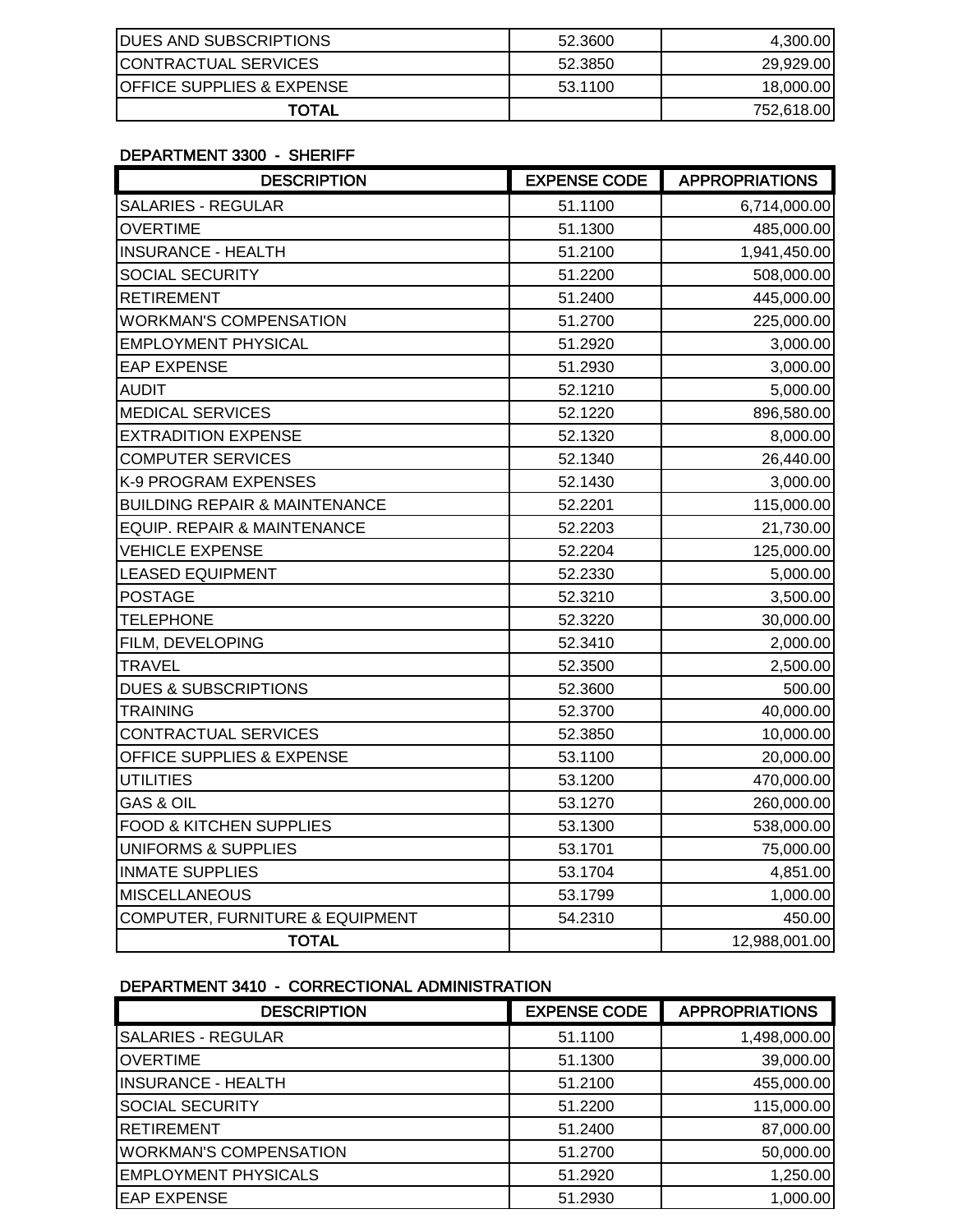| | | |
|---|---|---|
| DUES AND SUBSCRIPTIONS | 52.3600 | 4,300.00 |
| CONTRACTUAL SERVICES | 52.3850 | 29,929.00 |
| OFFICE SUPPLIES & EXPENSE | 53.1100 | 18,000.00 |
| **TOTAL** | | 752,618.00 |

**DEPARTMENT 3300 - SHERIFF**

| DESCRIPTION | EXPENSE CODE | APPROPRIATIONS |
|---|---|---|
| SALARIES - REGULAR | 51.1100 | 6,714,000.00 |
| OVERTIME | 51.1300 | 485,000.00 |
| INSURANCE - HEALTH | 51.2100 | 1,941,450.00 |
| SOCIAL SECURITY | 51.2200 | 508,000.00 |
| RETIREMENT | 51.2400 | 445,000.00 |
| WORKMAN'S COMPENSATION | 51.2700 | 225,000.00 |
| EMPLOYMENT PHYSICAL | 51.2920 | 3,000.00 |
| EAP EXPENSE | 51.2930 | 3,000.00 |
| AUDIT | 52.1210 | 5,000.00 |
| MEDICAL SERVICES | 52.1220 | 896,580.00 |
| EXTRADITION EXPENSE | 52.1320 | 8,000.00 |
| COMPUTER SERVICES | 52.1340 | 26,440.00 |
| K-9 PROGRAM EXPENSES | 52.1430 | 3,000.00 |
| BUILDING REPAIR & MAINTENANCE | 52.2201 | 115,000.00 |
| EQUIP. REPAIR & MAINTENANCE | 52.2203 | 21,730.00 |
| VEHICLE EXPENSE | 52.2204 | 125,000.00 |
| LEASED EQUIPMENT | 52.2330 | 5,000.00 |
| POSTAGE | 52.3210 | 3,500.00 |
| TELEPHONE | 52.3220 | 30,000.00 |
| FILM, DEVELOPING | 52.3410 | 2,000.00 |
| TRAVEL | 52.3500 | 2,500.00 |
| DUES & SUBSCRIPTIONS | 52.3600 | 500.00 |
| TRAINING | 52.3700 | 40,000.00 |
| CONTRACTUAL SERVICES | 52.3850 | 10,000.00 |
| OFFICE SUPPLIES & EXPENSE | 53.1100 | 20,000.00 |
| UTILITIES | 53.1200 | 470,000.00 |
| GAS & OIL | 53.1270 | 260,000.00 |
| FOOD & KITCHEN SUPPLIES | 53.1300 | 538,000.00 |
| UNIFORMS & SUPPLIES | 53.1701 | 75,000.00 |
| INMATE SUPPLIES | 53.1704 | 4,851.00 |
| MISCELLANEOUS | 53.1799 | 1,000.00 |
| COMPUTER, FURNITURE & EQUIPMENT | 54.2310 | 450.00 |
| **TOTAL** | | 12,988,001.00 |

**DEPARTMENT 3410 - CORRECTIONAL ADMINISTRATION**

| DESCRIPTION | EXPENSE CODE | APPROPRIATIONS |
|---|---|---|
| SALARIES - REGULAR | 51.1100 | 1,498,000.00 |
| OVERTIME | 51.1300 | 39,000.00 |
| INSURANCE - HEALTH | 51.2100 | 455,000.00 |
| SOCIAL SECURITY | 51.2200 | 115,000.00 |
| RETIREMENT | 51.2400 | 87,000.00 |
| WORKMAN'S COMPENSATION | 51.2700 | 50,000.00 |
| EMPLOYMENT PHYSICALS | 51.2920 | 1,250.00 |
| EAP EXPENSE | 51.2930 | 1,000.00 |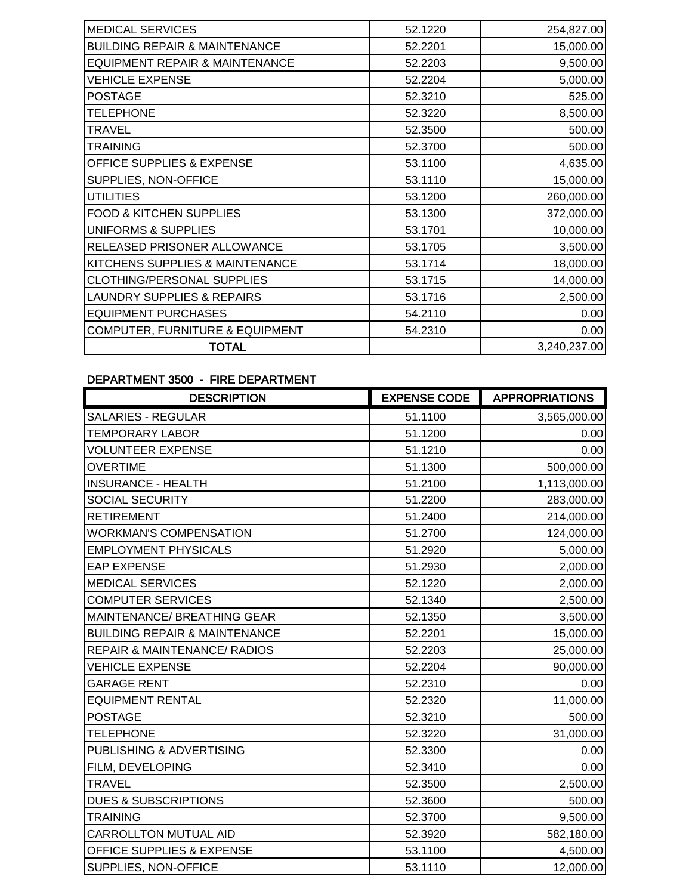| | | |
|---|---|---|
| MEDICAL SERVICES | 52.1220 | 254,827.00 |
| BUILDING REPAIR & MAINTENANCE | 52.2201 | 15,000.00 |
| EQUIPMENT REPAIR & MAINTENANCE | 52.2203 | 9,500.00 |
| VEHICLE EXPENSE | 52.2204 | 5,000.00 |
| POSTAGE | 52.3210 | 525.00 |
| TELEPHONE | 52.3220 | 8,500.00 |
| TRAVEL | 52.3500 | 500.00 |
| TRAINING | 52.3700 | 500.00 |
| OFFICE SUPPLIES & EXPENSE | 53.1100 | 4,635.00 |
| SUPPLIES, NON-OFFICE | 53.1110 | 15,000.00 |
| UTILITIES | 53.1200 | 260,000.00 |
| FOOD & KITCHEN SUPPLIES | 53.1300 | 372,000.00 |
| UNIFORMS & SUPPLIES | 53.1701 | 10,000.00 |
| RELEASED PRISONER ALLOWANCE | 53.1705 | 3,500.00 |
| KITCHENS SUPPLIES & MAINTENANCE | 53.1714 | 18,000.00 |
| CLOTHING/PERSONAL SUPPLIES | 53.1715 | 14,000.00 |
| LAUNDRY SUPPLIES & REPAIRS | 53.1716 | 2,500.00 |
| EQUIPMENT PURCHASES | 54.2110 | 0.00 |
| COMPUTER, FURNITURE & EQUIPMENT | 54.2310 | 0.00 |
| **TOTAL** | | 3,240,237.00 |

**DEPARTMENT 3500 - FIRE DEPARTMENT**

| DESCRIPTION | EXPENSE CODE | APPROPRIATIONS |
|---|---|---|
| SALARIES - REGULAR | 51.1100 | 3,565,000.00 |
| TEMPORARY LABOR | 51.1200 | 0.00 |
| VOLUNTEER EXPENSE | 51.1210 | 0.00 |
| OVERTIME | 51.1300 | 500,000.00 |
| INSURANCE - HEALTH | 51.2100 | 1,113,000.00 |
| SOCIAL SECURITY | 51.2200 | 283,000.00 |
| RETIREMENT | 51.2400 | 214,000.00 |
| WORKMAN'S COMPENSATION | 51.2700 | 124,000.00 |
| EMPLOYMENT PHYSICALS | 51.2920 | 5,000.00 |
| EAP EXPENSE | 51.2930 | 2,000.00 |
| MEDICAL SERVICES | 52.1220 | 2,000.00 |
| COMPUTER SERVICES | 52.1340 | 2,500.00 |
| MAINTENANCE/ BREATHING GEAR | 52.1350 | 3,500.00 |
| BUILDING REPAIR & MAINTENANCE | 52.2201 | 15,000.00 |
| REPAIR & MAINTENANCE/ RADIOS | 52.2203 | 25,000.00 |
| VEHICLE EXPENSE | 52.2204 | 90,000.00 |
| GARAGE RENT | 52.2310 | 0.00 |
| EQUIPMENT RENTAL | 52.2320 | 11,000.00 |
| POSTAGE | 52.3210 | 500.00 |
| TELEPHONE | 52.3220 | 31,000.00 |
| PUBLISHING & ADVERTISING | 52.3300 | 0.00 |
| FILM, DEVELOPING | 52.3410 | 0.00 |
| TRAVEL | 52.3500 | 2,500.00 |
| DUES & SUBSCRIPTIONS | 52.3600 | 500.00 |
| TRAINING | 52.3700 | 9,500.00 |
| CARROLLTON MUTUAL AID | 52.3920 | 582,180.00 |
| OFFICE SUPPLIES & EXPENSE | 53.1100 | 4,500.00 |
| SUPPLIES, NON-OFFICE | 53.1110 | 12,000.00 |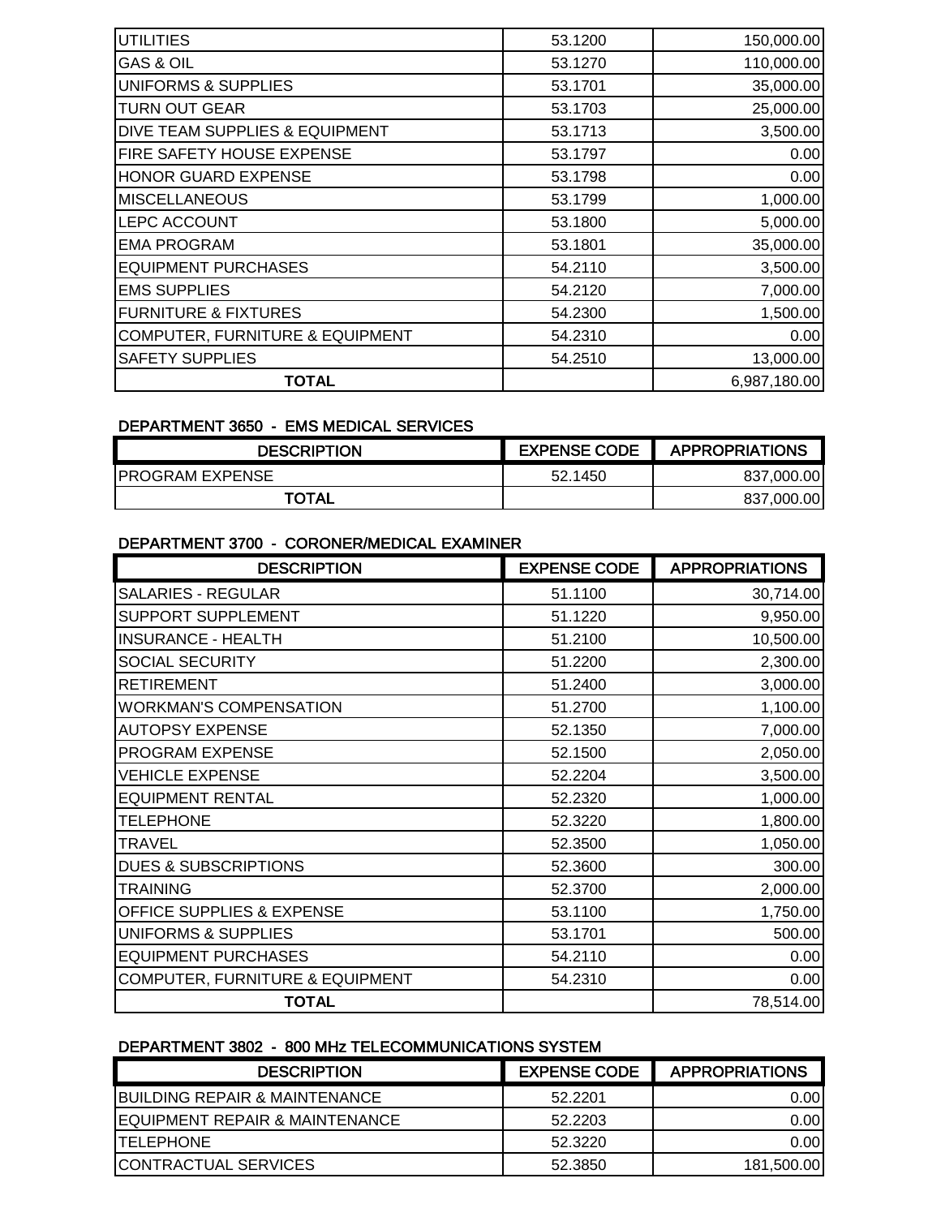| | | |
|---|---|---|
| UTILITIES | 53.1200 | 150,000.00 |
| GAS & OIL | 53.1270 | 110,000.00 |
| UNIFORMS & SUPPLIES | 53.1701 | 35,000.00 |
| TURN OUT GEAR | 53.1703 | 25,000.00 |
| DIVE TEAM SUPPLIES & EQUIPMENT | 53.1713 | 3,500.00 |
| FIRE SAFETY HOUSE EXPENSE | 53.1797 | 0.00 |
| HONOR GUARD EXPENSE | 53.1798 | 0.00 |
| MISCELLANEOUS | 53.1799 | 1,000.00 |
| LEPC ACCOUNT | 53.1800 | 5,000.00 |
| EMA PROGRAM | 53.1801 | 35,000.00 |
| EQUIPMENT PURCHASES | 54.2110 | 3,500.00 |
| EMS SUPPLIES | 54.2120 | 7,000.00 |
| FURNITURE & FIXTURES | 54.2300 | 1,500.00 |
| COMPUTER, FURNITURE & EQUIPMENT | 54.2310 | 0.00 |
| SAFETY SUPPLIES | 54.2510 | 13,000.00 |
| **TOTAL** | | 6,987,180.00 |

### DEPARTMENT 3650 - EMS MEDICAL SERVICES

| DESCRIPTION | EXPENSE CODE | APPROPRIATIONS |
|---|---|---|
| PROGRAM EXPENSE | 52.1450 | 837,000.00 |
| **TOTAL** | | 837,000.00 |

### DEPARTMENT 3700 - CORONER/MEDICAL EXAMINER

| DESCRIPTION | EXPENSE CODE | APPROPRIATIONS |
|---|---|---|
| SALARIES - REGULAR | 51.1100 | 30,714.00 |
| SUPPORT SUPPLEMENT | 51.1220 | 9,950.00 |
| INSURANCE - HEALTH | 51.2100 | 10,500.00 |
| SOCIAL SECURITY | 51.2200 | 2,300.00 |
| RETIREMENT | 51.2400 | 3,000.00 |
| WORKMAN'S COMPENSATION | 51.2700 | 1,100.00 |
| AUTOPSY EXPENSE | 52.1350 | 7,000.00 |
| PROGRAM EXPENSE | 52.1500 | 2,050.00 |
| VEHICLE EXPENSE | 52.2204 | 3,500.00 |
| EQUIPMENT RENTAL | 52.2320 | 1,000.00 |
| TELEPHONE | 52.3220 | 1,800.00 |
| TRAVEL | 52.3500 | 1,050.00 |
| DUES & SUBSCRIPTIONS | 52.3600 | 300.00 |
| TRAINING | 52.3700 | 2,000.00 |
| OFFICE SUPPLIES & EXPENSE | 53.1100 | 1,750.00 |
| UNIFORMS & SUPPLIES | 53.1701 | 500.00 |
| EQUIPMENT PURCHASES | 54.2110 | 0.00 |
| COMPUTER, FURNITURE & EQUIPMENT | 54.2310 | 0.00 |
| **TOTAL** | | 78,514.00 |

### DEPARTMENT 3802 - 800 MHz TELECOMMUNICATIONS SYSTEM

| DESCRIPTION | EXPENSE CODE | APPROPRIATIONS |
|---|---|---|
| BUILDING REPAIR & MAINTENANCE | 52.2201 | 0.00 |
| EQUIPMENT REPAIR & MAINTENANCE | 52.2203 | 0.00 |
| TELEPHONE | 52.3220 | 0.00 |
| CONTRACTUAL SERVICES | 52.3850 | 181,500.00 |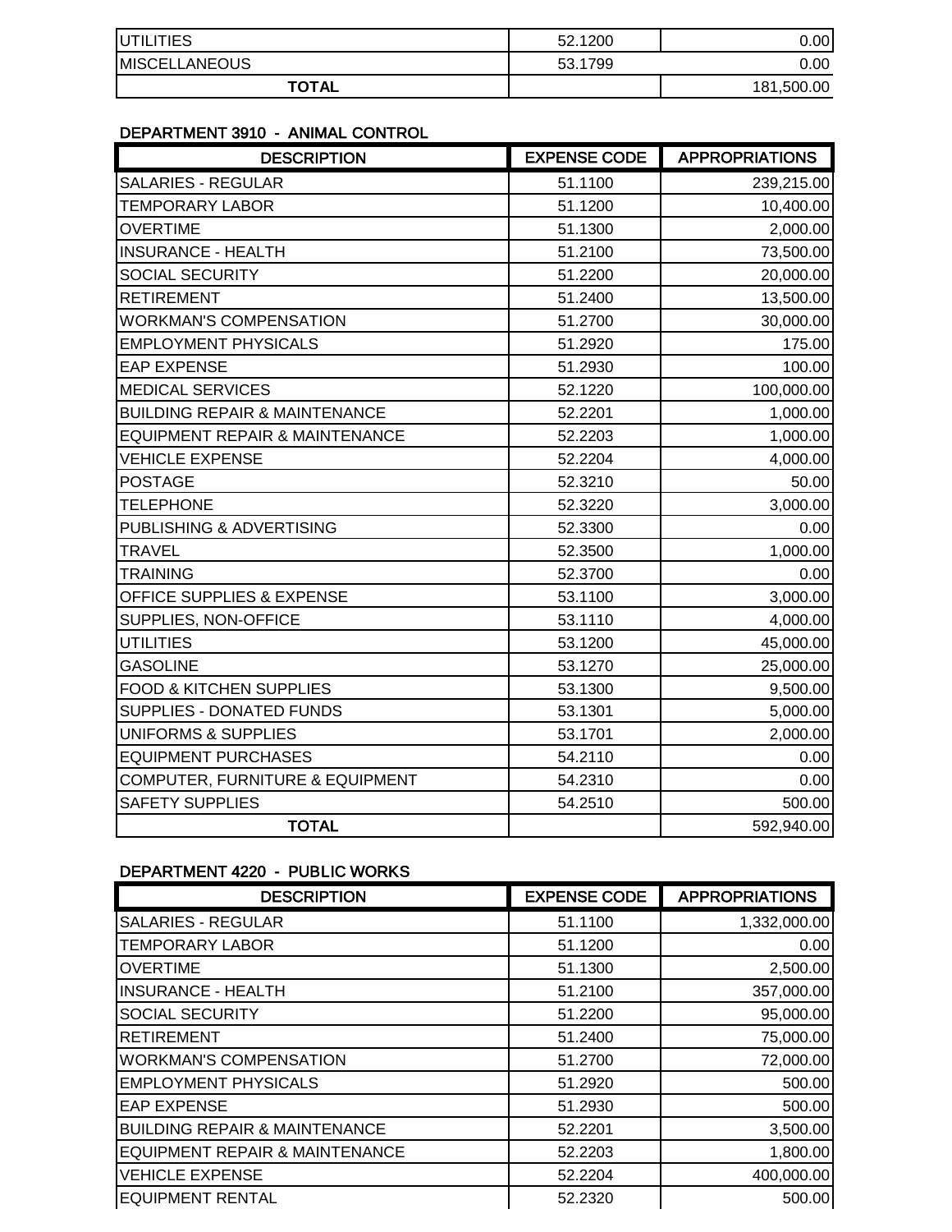| | | |
|---|---|---|
| UTILITIES | 52.1200 | 0.00 |
| MISCELLANEOUS | 53.1799 | 0.00 |
| **TOTAL** | | 181,500.00 |

### DEPARTMENT 3910 - ANIMAL CONTROL

| DESCRIPTION | EXPENSE CODE | APPROPRIATIONS |
|---|---|---|
| SALARIES - REGULAR | 51.1100 | 239,215.00 |
| TEMPORARY LABOR | 51.1200 | 10,400.00 |
| OVERTIME | 51.1300 | 2,000.00 |
| INSURANCE - HEALTH | 51.2100 | 73,500.00 |
| SOCIAL SECURITY | 51.2200 | 20,000.00 |
| RETIREMENT | 51.2400 | 13,500.00 |
| WORKMAN'S COMPENSATION | 51.2700 | 30,000.00 |
| EMPLOYMENT PHYSICALS | 51.2920 | 175.00 |
| EAP EXPENSE | 51.2930 | 100.00 |
| MEDICAL SERVICES | 52.1220 | 100,000.00 |
| BUILDING REPAIR & MAINTENANCE | 52.2201 | 1,000.00 |
| EQUIPMENT REPAIR & MAINTENANCE | 52.2203 | 1,000.00 |
| VEHICLE EXPENSE | 52.2204 | 4,000.00 |
| POSTAGE | 52.3210 | 50.00 |
| TELEPHONE | 52.3220 | 3,000.00 |
| PUBLISHING & ADVERTISING | 52.3300 | 0.00 |
| TRAVEL | 52.3500 | 1,000.00 |
| TRAINING | 52.3700 | 0.00 |
| OFFICE SUPPLIES & EXPENSE | 53.1100 | 3,000.00 |
| SUPPLIES, NON-OFFICE | 53.1110 | 4,000.00 |
| UTILITIES | 53.1200 | 45,000.00 |
| GASOLINE | 53.1270 | 25,000.00 |
| FOOD & KITCHEN SUPPLIES | 53.1300 | 9,500.00 |
| SUPPLIES - DONATED FUNDS | 53.1301 | 5,000.00 |
| UNIFORMS & SUPPLIES | 53.1701 | 2,000.00 |
| EQUIPMENT PURCHASES | 54.2110 | 0.00 |
| COMPUTER, FURNITURE & EQUIPMENT | 54.2310 | 0.00 |
| SAFETY SUPPLIES | 54.2510 | 500.00 |
| **TOTAL** | | 592,940.00 |

### DEPARTMENT 4220 - PUBLIC WORKS

| DESCRIPTION | EXPENSE CODE | APPROPRIATIONS |
|---|---|---|
| SALARIES - REGULAR | 51.1100 | 1,332,000.00 |
| TEMPORARY LABOR | 51.1200 | 0.00 |
| OVERTIME | 51.1300 | 2,500.00 |
| INSURANCE - HEALTH | 51.2100 | 357,000.00 |
| SOCIAL SECURITY | 51.2200 | 95,000.00 |
| RETIREMENT | 51.2400 | 75,000.00 |
| WORKMAN'S COMPENSATION | 51.2700 | 72,000.00 |
| EMPLOYMENT PHYSICALS | 51.2920 | 500.00 |
| EAP EXPENSE | 51.2930 | 500.00 |
| BUILDING REPAIR & MAINTENANCE | 52.2201 | 3,500.00 |
| EQUIPMENT REPAIR & MAINTENANCE | 52.2203 | 1,800.00 |
| VEHICLE EXPENSE | 52.2204 | 400,000.00 |
| EQUIPMENT RENTAL | 52.2320 | 500.00 |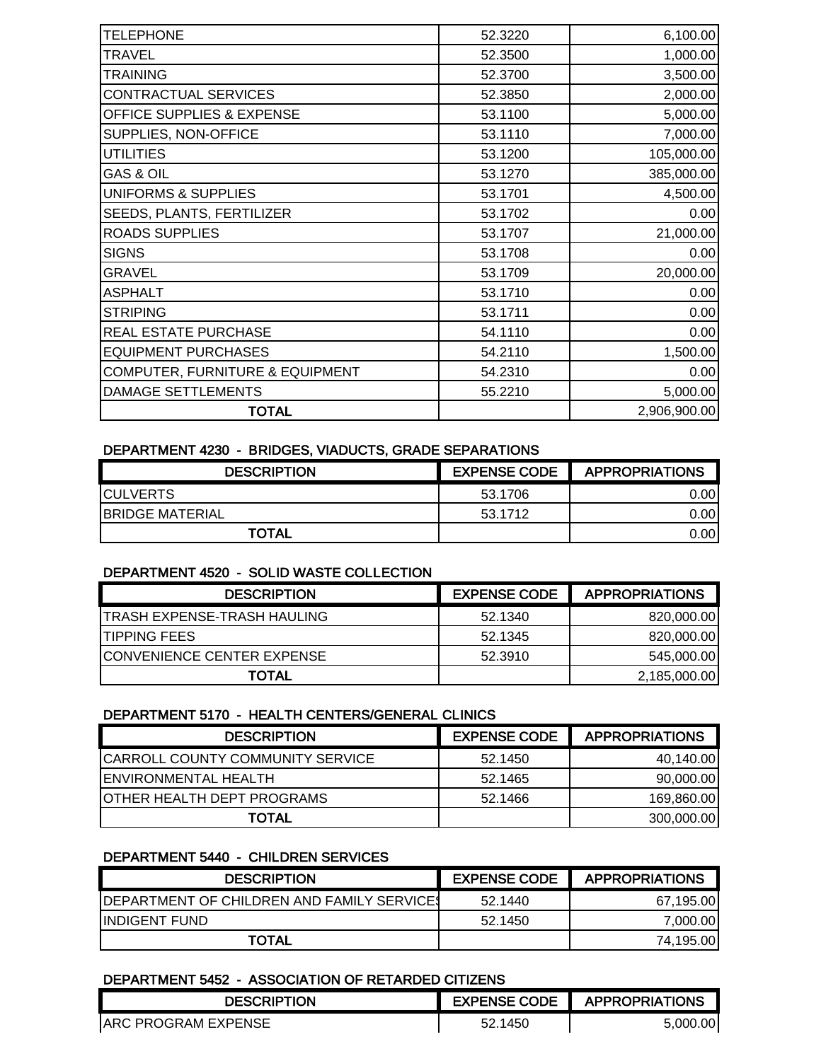| | | |
|---|---|---|
| TELEPHONE | 52.3220 | 6,100.00 |
| TRAVEL | 52.3500 | 1,000.00 |
| TRAINING | 52.3700 | 3,500.00 |
| CONTRACTUAL SERVICES | 52.3850 | 2,000.00 |
| OFFICE SUPPLIES & EXPENSE | 53.1100 | 5,000.00 |
| SUPPLIES, NON-OFFICE | 53.1110 | 7,000.00 |
| UTILITIES | 53.1200 | 105,000.00 |
| GAS & OIL | 53.1270 | 385,000.00 |
| UNIFORMS & SUPPLIES | 53.1701 | 4,500.00 |
| SEEDS, PLANTS, FERTILIZER | 53.1702 | 0.00 |
| ROADS SUPPLIES | 53.1707 | 21,000.00 |
| SIGNS | 53.1708 | 0.00 |
| GRAVEL | 53.1709 | 20,000.00 |
| ASPHALT | 53.1710 | 0.00 |
| STRIPING | 53.1711 | 0.00 |
| REAL ESTATE PURCHASE | 54.1110 | 0.00 |
| EQUIPMENT PURCHASES | 54.2110 | 1,500.00 |
| COMPUTER, FURNITURE & EQUIPMENT | 54.2310 | 0.00 |
| DAMAGE SETTLEMENTS | 55.2210 | 5,000.00 |
| **TOTAL** | | 2,906,900.00 |

### DEPARTMENT 4230 - BRIDGES, VIADUCTS, GRADE SEPARATIONS

| DESCRIPTION | EXPENSE CODE | APPROPRIATIONS |
|---|---|---|
| CULVERTS | 53.1706 | 0.00 |
| BRIDGE MATERIAL | 53.1712 | 0.00 |
| **TOTAL** | | 0.00 |

### DEPARTMENT 4520 - SOLID WASTE COLLECTION

| DESCRIPTION | EXPENSE CODE | APPROPRIATIONS |
|---|---|---|
| TRASH EXPENSE-TRASH HAULING | 52.1340 | 820,000.00 |
| TIPPING FEES | 52.1345 | 820,000.00 |
| CONVENIENCE CENTER EXPENSE | 52.3910 | 545,000.00 |
| **TOTAL** | | 2,185,000.00 |

### DEPARTMENT 5170 - HEALTH CENTERS/GENERAL CLINICS

| DESCRIPTION | EXPENSE CODE | APPROPRIATIONS |
|---|---|---|
| CARROLL COUNTY COMMUNITY SERVICE | 52.1450 | 40,140.00 |
| ENVIRONMENTAL HEALTH | 52.1465 | 90,000.00 |
| OTHER HEALTH DEPT PROGRAMS | 52.1466 | 169,860.00 |
| **TOTAL** | | 300,000.00 |

### DEPARTMENT 5440 - CHILDREN SERVICES

| DESCRIPTION | EXPENSE CODE | APPROPRIATIONS |
|---|---|---|
| DEPARTMENT OF CHILDREN AND FAMILY SERVICES | 52.1440 | 67,195.00 |
| INDIGENT FUND | 52.1450 | 7,000.00 |
| **TOTAL** | | 74,195.00 |

### DEPARTMENT 5452 - ASSOCIATION OF RETARDED CITIZENS

| DESCRIPTION | EXPENSE CODE | APPROPRIATIONS |
|---|---|---|
| ARC PROGRAM EXPENSE | 52.1450 | 5,000.00 |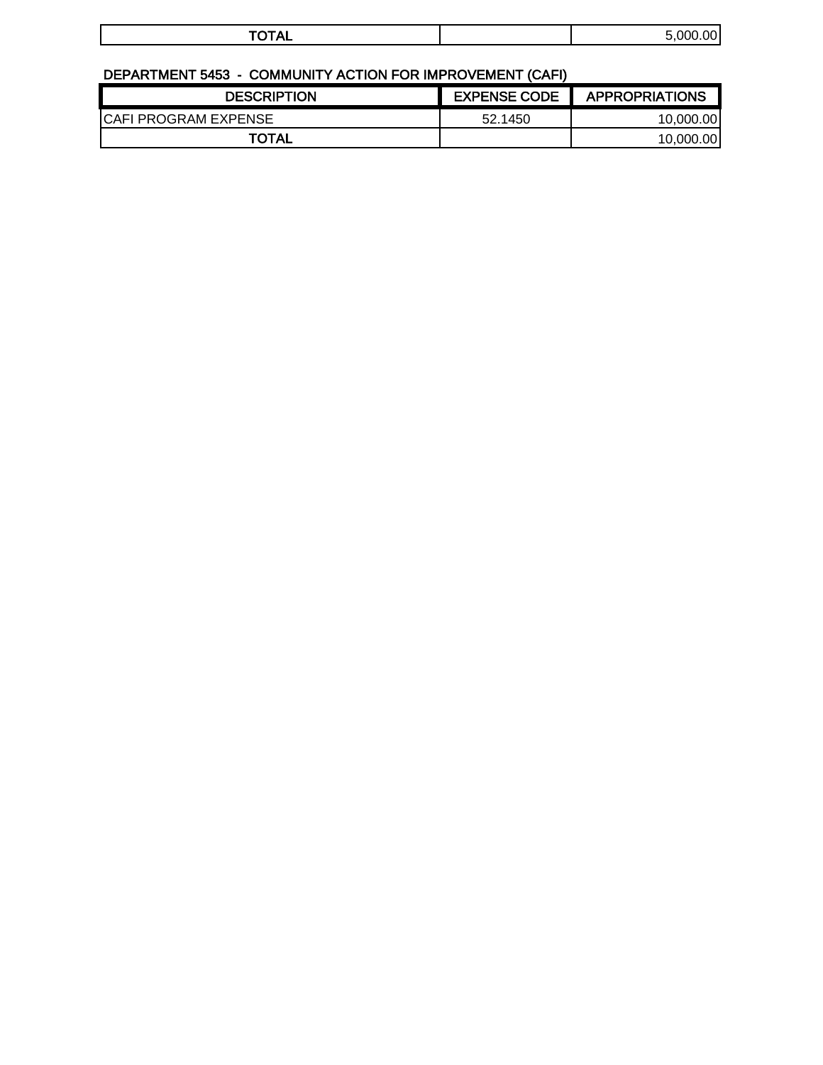| TOTAL | | 5,000.00 |
| --- | --- | --- |

**DEPARTMENT 5453 - COMMUNITY ACTION FOR IMPROVEMENT (CAFI)**

| DESCRIPTION | EXPENSE CODE | APPROPRIATIONS |
| --- | --- | --- |
| CAFI PROGRAM EXPENSE | 52.1450 | 10,000.00 |
| TOTAL | | 10,000.00 |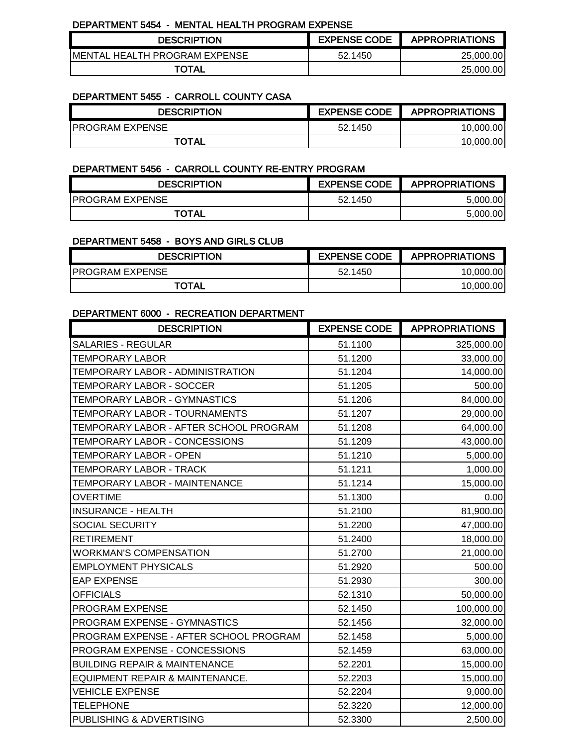#### DEPARTMENT 5454 - MENTAL HEALTH PROGRAM EXPENSE

| DESCRIPTION | EXPENSE CODE | APPROPRIATIONS |
|---|---|---|
| MENTAL HEALTH PROGRAM EXPENSE | 52.1450 | 25,000.00 |
| TOTAL | | 25,000.00 |

#### DEPARTMENT 5455 - CARROLL COUNTY CASA

| DESCRIPTION | EXPENSE CODE | APPROPRIATIONS |
|---|---|---|
| PROGRAM EXPENSE | 52.1450 | 10,000.00 |
| TOTAL | | 10,000.00 |

#### DEPARTMENT 5456 - CARROLL COUNTY RE-ENTRY PROGRAM

| DESCRIPTION | EXPENSE CODE | APPROPRIATIONS |
|---|---|---|
| PROGRAM EXPENSE | 52.1450 | 5,000.00 |
| TOTAL | | 5,000.00 |

#### DEPARTMENT 5458 - BOYS AND GIRLS CLUB

| DESCRIPTION | EXPENSE CODE | APPROPRIATIONS |
|---|---|---|
| PROGRAM EXPENSE | 52.1450 | 10,000.00 |
| TOTAL | | 10,000.00 |

#### DEPARTMENT 6000 - RECREATION DEPARTMENT

| DESCRIPTION | EXPENSE CODE | APPROPRIATIONS |
|---|---|---|
| SALARIES - REGULAR | 51.1100 | 325,000.00 |
| TEMPORARY LABOR | 51.1200 | 33,000.00 |
| TEMPORARY LABOR - ADMINISTRATION | 51.1204 | 14,000.00 |
| TEMPORARY LABOR - SOCCER | 51.1205 | 500.00 |
| TEMPORARY LABOR - GYMNASTICS | 51.1206 | 84,000.00 |
| TEMPORARY LABOR - TOURNAMENTS | 51.1207 | 29,000.00 |
| TEMPORARY LABOR - AFTER SCHOOL PROGRAM | 51.1208 | 64,000.00 |
| TEMPORARY LABOR - CONCESSIONS | 51.1209 | 43,000.00 |
| TEMPORARY LABOR - OPEN | 51.1210 | 5,000.00 |
| TEMPORARY LABOR - TRACK | 51.1211 | 1,000.00 |
| TEMPORARY LABOR - MAINTENANCE | 51.1214 | 15,000.00 |
| OVERTIME | 51.1300 | 0.00 |
| INSURANCE - HEALTH | 51.2100 | 81,900.00 |
| SOCIAL SECURITY | 51.2200 | 47,000.00 |
| RETIREMENT | 51.2400 | 18,000.00 |
| WORKMAN'S COMPENSATION | 51.2700 | 21,000.00 |
| EMPLOYMENT PHYSICALS | 51.2920 | 500.00 |
| EAP EXPENSE | 51.2930 | 300.00 |
| OFFICIALS | 52.1310 | 50,000.00 |
| PROGRAM EXPENSE | 52.1450 | 100,000.00 |
| PROGRAM EXPENSE - GYMNASTICS | 52.1456 | 32,000.00 |
| PROGRAM EXPENSE - AFTER SCHOOL PROGRAM | 52.1458 | 5,000.00 |
| PROGRAM EXPENSE - CONCESSIONS | 52.1459 | 63,000.00 |
| BUILDING REPAIR & MAINTENANCE | 52.2201 | 15,000.00 |
| EQUIPMENT REPAIR & MAINTENANCE. | 52.2203 | 15,000.00 |
| VEHICLE EXPENSE | 52.2204 | 9,000.00 |
| TELEPHONE | 52.3220 | 12,000.00 |
| PUBLISHING & ADVERTISING | 52.3300 | 2,500.00 |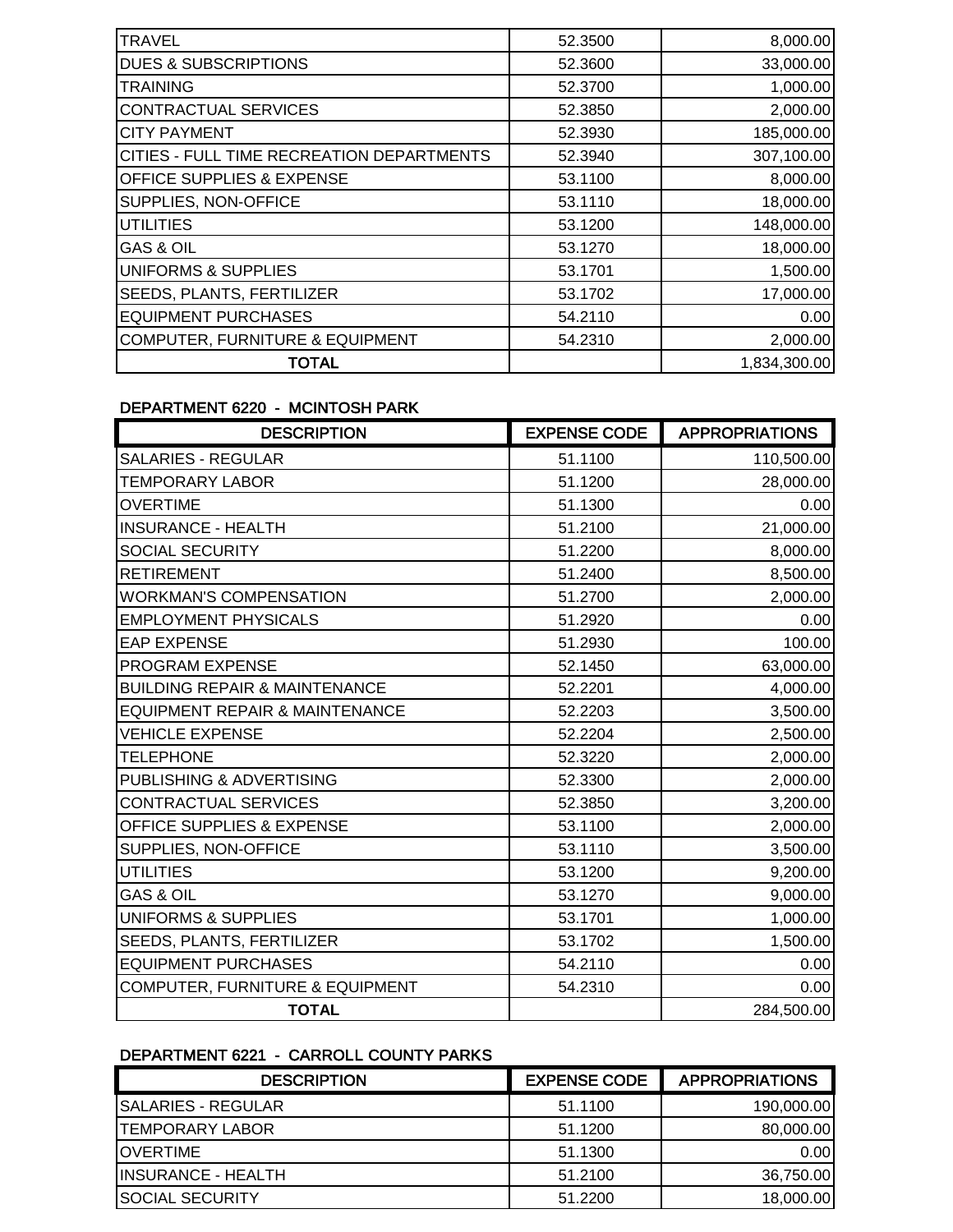| | | |
|---|---|---|
| TRAVEL | 52.3500 | 8,000.00 |
| DUES & SUBSCRIPTIONS | 52.3600 | 33,000.00 |
| TRAINING | 52.3700 | 1,000.00 |
| CONTRACTUAL SERVICES | 52.3850 | 2,000.00 |
| CITY PAYMENT | 52.3930 | 185,000.00 |
| CITIES - FULL TIME RECREATION DEPARTMENTS | 52.3940 | 307,100.00 |
| OFFICE SUPPLIES & EXPENSE | 53.1100 | 8,000.00 |
| SUPPLIES, NON-OFFICE | 53.1110 | 18,000.00 |
| UTILITIES | 53.1200 | 148,000.00 |
| GAS & OIL | 53.1270 | 18,000.00 |
| UNIFORMS & SUPPLIES | 53.1701 | 1,500.00 |
| SEEDS, PLANTS, FERTILIZER | 53.1702 | 17,000.00 |
| EQUIPMENT PURCHASES | 54.2110 | 0.00 |
| COMPUTER, FURNITURE & EQUIPMENT | 54.2310 | 2,000.00 |
| **TOTAL** | | 1,834,300.00 |

**DEPARTMENT 6220 - MCINTOSH PARK**

| DESCRIPTION | EXPENSE CODE | APPROPRIATIONS |
|---|---|---|
| SALARIES - REGULAR | 51.1100 | 110,500.00 |
| TEMPORARY LABOR | 51.1200 | 28,000.00 |
| OVERTIME | 51.1300 | 0.00 |
| INSURANCE - HEALTH | 51.2100 | 21,000.00 |
| SOCIAL SECURITY | 51.2200 | 8,000.00 |
| RETIREMENT | 51.2400 | 8,500.00 |
| WORKMAN'S COMPENSATION | 51.2700 | 2,000.00 |
| EMPLOYMENT PHYSICALS | 51.2920 | 0.00 |
| EAP EXPENSE | 51.2930 | 100.00 |
| PROGRAM EXPENSE | 52.1450 | 63,000.00 |
| BUILDING REPAIR & MAINTENANCE | 52.2201 | 4,000.00 |
| EQUIPMENT REPAIR & MAINTENANCE | 52.2203 | 3,500.00 |
| VEHICLE EXPENSE | 52.2204 | 2,500.00 |
| TELEPHONE | 52.3220 | 2,000.00 |
| PUBLISHING & ADVERTISING | 52.3300 | 2,000.00 |
| CONTRACTUAL SERVICES | 52.3850 | 3,200.00 |
| OFFICE SUPPLIES & EXPENSE | 53.1100 | 2,000.00 |
| SUPPLIES, NON-OFFICE | 53.1110 | 3,500.00 |
| UTILITIES | 53.1200 | 9,200.00 |
| GAS & OIL | 53.1270 | 9,000.00 |
| UNIFORMS & SUPPLIES | 53.1701 | 1,000.00 |
| SEEDS, PLANTS, FERTILIZER | 53.1702 | 1,500.00 |
| EQUIPMENT PURCHASES | 54.2110 | 0.00 |
| COMPUTER, FURNITURE & EQUIPMENT | 54.2310 | 0.00 |
| **TOTAL** | | 284,500.00 |

**DEPARTMENT 6221 - CARROLL COUNTY PARKS**

| DESCRIPTION | EXPENSE CODE | APPROPRIATIONS |
|---|---|---|
| SALARIES - REGULAR | 51.1100 | 190,000.00 |
| TEMPORARY LABOR | 51.1200 | 80,000.00 |
| OVERTIME | 51.1300 | 0.00 |
| INSURANCE - HEALTH | 51.2100 | 36,750.00 |
| SOCIAL SECURITY | 51.2200 | 18,000.00 |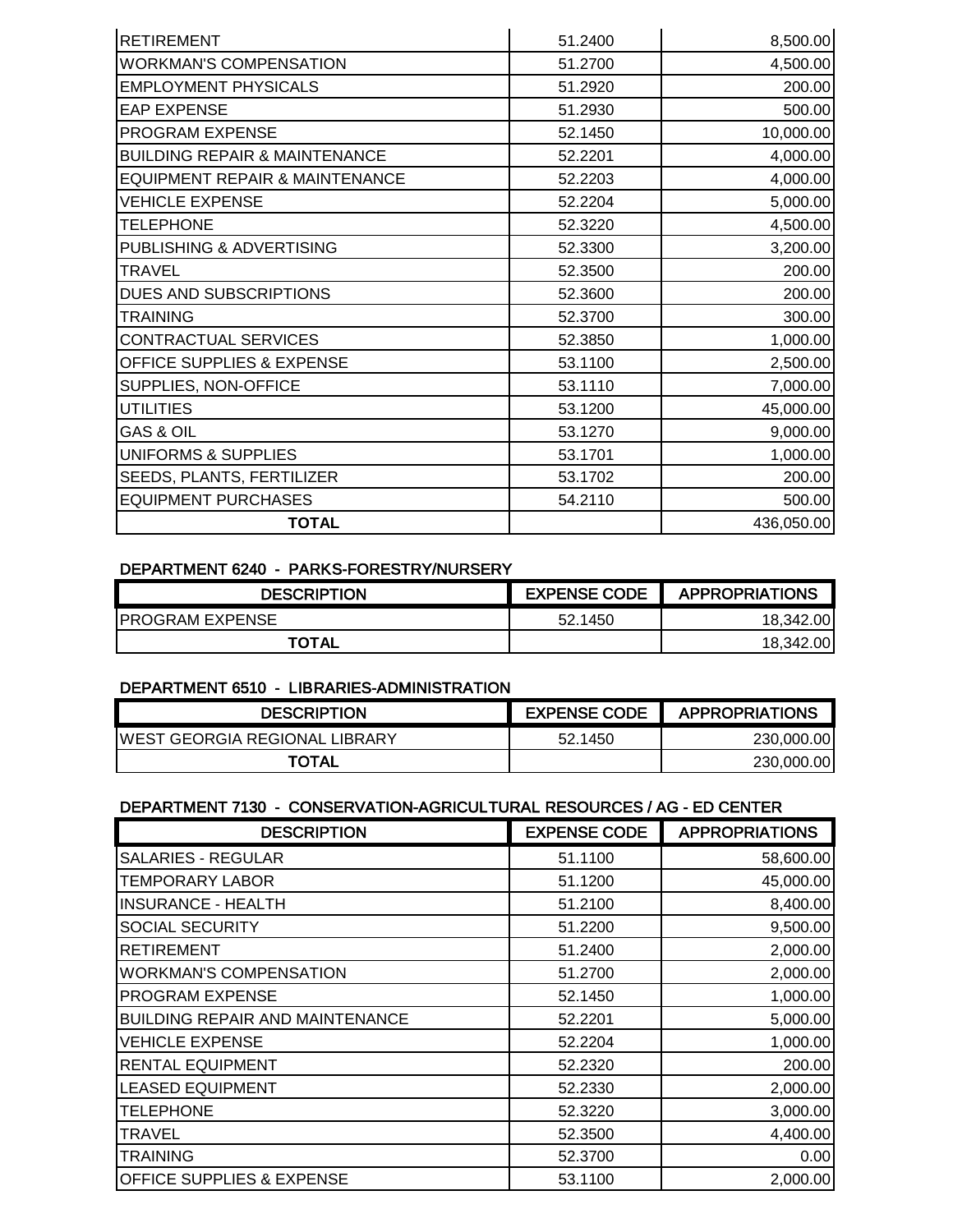| | | |
|---|---|---|
| RETIREMENT | 51.2400 | 8,500.00 |
| WORKMAN'S COMPENSATION | 51.2700 | 4,500.00 |
| EMPLOYMENT PHYSICALS | 51.2920 | 200.00 |
| EAP EXPENSE | 51.2930 | 500.00 |
| PROGRAM EXPENSE | 52.1450 | 10,000.00 |
| BUILDING REPAIR & MAINTENANCE | 52.2201 | 4,000.00 |
| EQUIPMENT REPAIR & MAINTENANCE | 52.2203 | 4,000.00 |
| VEHICLE EXPENSE | 52.2204 | 5,000.00 |
| TELEPHONE | 52.3220 | 4,500.00 |
| PUBLISHING & ADVERTISING | 52.3300 | 3,200.00 |
| TRAVEL | 52.3500 | 200.00 |
| DUES AND SUBSCRIPTIONS | 52.3600 | 200.00 |
| TRAINING | 52.3700 | 300.00 |
| CONTRACTUAL SERVICES | 52.3850 | 1,000.00 |
| OFFICE SUPPLIES & EXPENSE | 53.1100 | 2,500.00 |
| SUPPLIES, NON-OFFICE | 53.1110 | 7,000.00 |
| UTILITIES | 53.1200 | 45,000.00 |
| GAS & OIL | 53.1270 | 9,000.00 |
| UNIFORMS & SUPPLIES | 53.1701 | 1,000.00 |
| SEEDS, PLANTS, FERTILIZER | 53.1702 | 200.00 |
| EQUIPMENT PURCHASES | 54.2110 | 500.00 |
| **TOTAL** | | 436,050.00 |

#### DEPARTMENT 6240 - PARKS-FORESTRY/NURSERY

| DESCRIPTION | EXPENSE CODE | APPROPRIATIONS |
|---|---|---|
| PROGRAM EXPENSE | 52.1450 | 18,342.00 |
| **TOTAL** | | 18,342.00 |

#### DEPARTMENT 6510 - LIBRARIES-ADMINISTRATION

| DESCRIPTION | EXPENSE CODE | APPROPRIATIONS |
|---|---|---|
| WEST GEORGIA REGIONAL LIBRARY | 52.1450 | 230,000.00 |
| **TOTAL** | | 230,000.00 |

#### DEPARTMENT 7130 - CONSERVATION-AGRICULTURAL RESOURCES / AG - ED CENTER

| DESCRIPTION | EXPENSE CODE | APPROPRIATIONS |
|---|---|---|
| SALARIES - REGULAR | 51.1100 | 58,600.00 |
| TEMPORARY LABOR | 51.1200 | 45,000.00 |
| INSURANCE - HEALTH | 51.2100 | 8,400.00 |
| SOCIAL SECURITY | 51.2200 | 9,500.00 |
| RETIREMENT | 51.2400 | 2,000.00 |
| WORKMAN'S COMPENSATION | 51.2700 | 2,000.00 |
| PROGRAM EXPENSE | 52.1450 | 1,000.00 |
| BUILDING REPAIR AND MAINTENANCE | 52.2201 | 5,000.00 |
| VEHICLE EXPENSE | 52.2204 | 1,000.00 |
| RENTAL EQUIPMENT | 52.2320 | 200.00 |
| LEASED EQUIPMENT | 52.2330 | 2,000.00 |
| TELEPHONE | 52.3220 | 3,000.00 |
| TRAVEL | 52.3500 | 4,400.00 |
| TRAINING | 52.3700 | 0.00 |
| OFFICE SUPPLIES & EXPENSE | 53.1100 | 2,000.00 |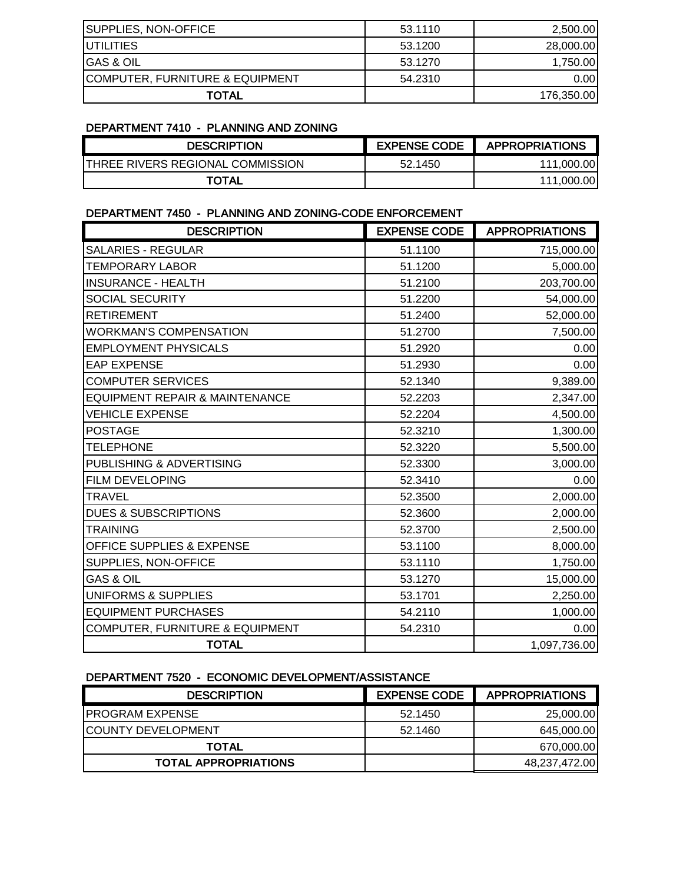| | | |
|---|---|---|
| SUPPLIES, NON-OFFICE | 53.1110 | 2,500.00 |
| UTILITIES | 53.1200 | 28,000.00 |
| GAS & OIL | 53.1270 | 1,750.00 |
| COMPUTER, FURNITURE & EQUIPMENT | 54.2310 | 0.00 |
| **TOTAL** | | 176,350.00 |

### DEPARTMENT 7410 - PLANNING AND ZONING

| DESCRIPTION | EXPENSE CODE | APPROPRIATIONS |
|---|---|---|
| THREE RIVERS REGIONAL COMMISSION | 52.1450 | 111,000.00 |
| **TOTAL** | | 111,000.00 |

### DEPARTMENT 7450 - PLANNING AND ZONING-CODE ENFORCEMENT

| DESCRIPTION | EXPENSE CODE | APPROPRIATIONS |
|---|---|---|
| SALARIES - REGULAR | 51.1100 | 715,000.00 |
| TEMPORARY LABOR | 51.1200 | 5,000.00 |
| INSURANCE - HEALTH | 51.2100 | 203,700.00 |
| SOCIAL SECURITY | 51.2200 | 54,000.00 |
| RETIREMENT | 51.2400 | 52,000.00 |
| WORKMAN'S COMPENSATION | 51.2700 | 7,500.00 |
| EMPLOYMENT PHYSICALS | 51.2920 | 0.00 |
| EAP EXPENSE | 51.2930 | 0.00 |
| COMPUTER SERVICES | 52.1340 | 9,389.00 |
| EQUIPMENT REPAIR & MAINTENANCE | 52.2203 | 2,347.00 |
| VEHICLE EXPENSE | 52.2204 | 4,500.00 |
| POSTAGE | 52.3210 | 1,300.00 |
| TELEPHONE | 52.3220 | 5,500.00 |
| PUBLISHING & ADVERTISING | 52.3300 | 3,000.00 |
| FILM DEVELOPING | 52.3410 | 0.00 |
| TRAVEL | 52.3500 | 2,000.00 |
| DUES & SUBSCRIPTIONS | 52.3600 | 2,000.00 |
| TRAINING | 52.3700 | 2,500.00 |
| OFFICE SUPPLIES & EXPENSE | 53.1100 | 8,000.00 |
| SUPPLIES, NON-OFFICE | 53.1110 | 1,750.00 |
| GAS & OIL | 53.1270 | 15,000.00 |
| UNIFORMS & SUPPLIES | 53.1701 | 2,250.00 |
| EQUIPMENT PURCHASES | 54.2110 | 1,000.00 |
| COMPUTER, FURNITURE & EQUIPMENT | 54.2310 | 0.00 |
| **TOTAL** | | 1,097,736.00 |

### DEPARTMENT 7520 - ECONOMIC DEVELOPMENT/ASSISTANCE

| DESCRIPTION | EXPENSE CODE | APPROPRIATIONS |
|---|---|---|
| PROGRAM EXPENSE | 52.1450 | 25,000.00 |
| COUNTY DEVELOPMENT | 52.1460 | 645,000.00 |
| **TOTAL** | | 670,000.00 |
| **TOTAL APPROPRIATIONS** | | 48,237,472.00 |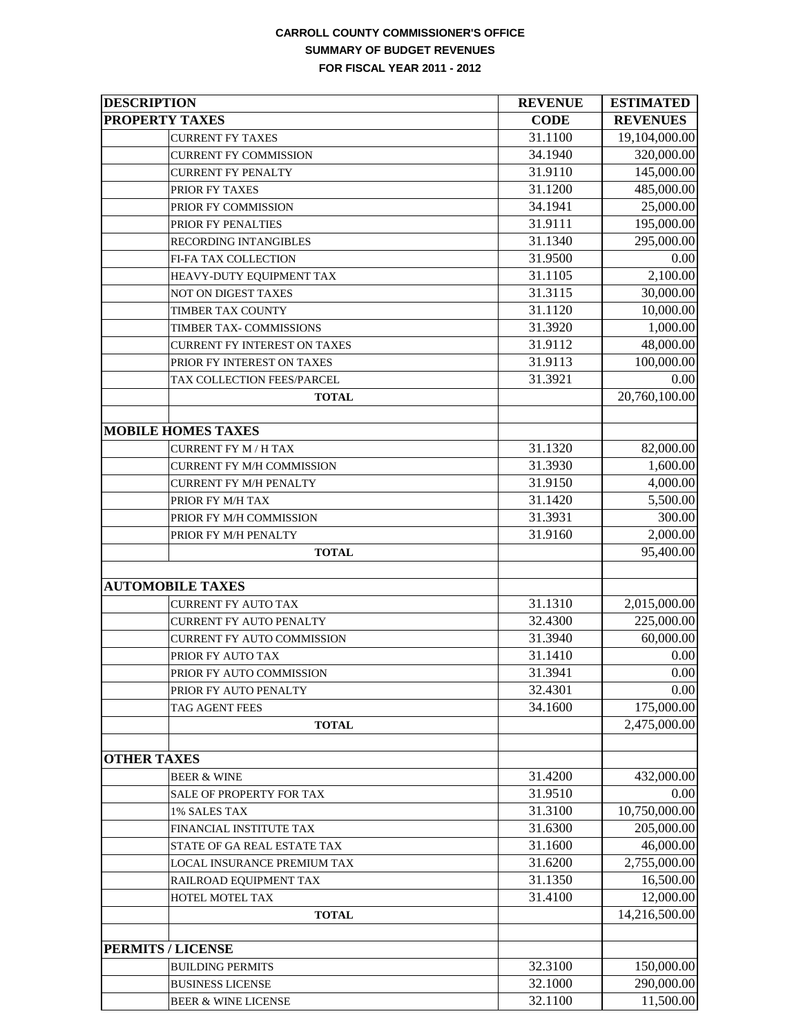**CARROLL COUNTY COMMISSIONER'S OFFICE**
**SUMMARY OF BUDGET REVENUES**
**FOR FISCAL YEAR 2011 - 2012**

| DESCRIPTION | | REVENUE | ESTIMATED |
|---|---|---|---|
| **PROPERTY TAXES** | | **CODE** | **REVENUES** |
| | CURRENT FY TAXES | 31.1100 | 19,104,000.00 |
| | CURRENT FY COMMISSION | 34.1940 | 320,000.00 |
| | CURRENT FY PENALTY | 31.9110 | 145,000.00 |
| | PRIOR FY TAXES | 31.1200 | 485,000.00 |
| | PRIOR FY COMMISSION | 34.1941 | 25,000.00 |
| | PRIOR FY PENALTIES | 31.9111 | 195,000.00 |
| | RECORDING INTANGIBLES | 31.1340 | 295,000.00 |
| | FI-FA TAX COLLECTION | 31.9500 | 0.00 |
| | HEAVY-DUTY EQUIPMENT TAX | 31.1105 | 2,100.00 |
| | NOT ON DIGEST TAXES | 31.3115 | 30,000.00 |
| | TIMBER TAX COUNTY | 31.1120 | 10,000.00 |
| | TIMBER TAX- COMMISSIONS | 31.3920 | 1,000.00 |
| | CURRENT FY INTEREST ON TAXES | 31.9112 | 48,000.00 |
| | PRIOR FY INTEREST ON TAXES | 31.9113 | 100,000.00 |
| | TAX COLLECTION FEES/PARCEL | 31.3921 | 0.00 |
| | **TOTAL** | | 20,760,100.00 |
| | | | |
| **MOBILE HOMES TAXES** | | | |
| | CURRENT FY M / H TAX | 31.1320 | 82,000.00 |
| | CURRENT FY M/H COMMISSION | 31.3930 | 1,600.00 |
| | CURRENT FY M/H PENALTY | 31.9150 | 4,000.00 |
| | PRIOR FY M/H TAX | 31.1420 | 5,500.00 |
| | PRIOR FY M/H COMMISSION | 31.3931 | 300.00 |
| | PRIOR FY M/H PENALTY | 31.9160 | 2,000.00 |
| | **TOTAL** | | 95,400.00 |
| | | | |
| **AUTOMOBILE TAXES** | | | |
| | CURRENT FY AUTO TAX | 31.1310 | 2,015,000.00 |
| | CURRENT FY AUTO PENALTY | 32.4300 | 225,000.00 |
| | CURRENT FY AUTO COMMISSION | 31.3940 | 60,000.00 |
| | PRIOR FY AUTO TAX | 31.1410 | 0.00 |
| | PRIOR FY AUTO COMMISSION | 31.3941 | 0.00 |
| | PRIOR FY AUTO PENALTY | 32.4301 | 0.00 |
| | TAG AGENT FEES | 34.1600 | 175,000.00 |
| | **TOTAL** | | 2,475,000.00 |
| | | | |
| **OTHER TAXES** | | | |
| | BEER & WINE | 31.4200 | 432,000.00 |
| | SALE OF PROPERTY FOR TAX | 31.9510 | 0.00 |
| | 1% SALES TAX | 31.3100 | 10,750,000.00 |
| | FINANCIAL INSTITUTE TAX | 31.6300 | 205,000.00 |
| | STATE OF GA REAL ESTATE TAX | 31.1600 | 46,000.00 |
| | LOCAL INSURANCE PREMIUM TAX | 31.6200 | 2,755,000.00 |
| | RAILROAD EQUIPMENT TAX | 31.1350 | 16,500.00 |
| | HOTEL MOTEL TAX | 31.4100 | 12,000.00 |
| | **TOTAL** | | 14,216,500.00 |
| | | | |
| **PERMITS / LICENSE** | | | |
| | BUILDING PERMITS | 32.3100 | 150,000.00 |
| | BUSINESS LICENSE | 32.1000 | 290,000.00 |
| | BEER & WINE LICENSE | 32.1100 | 11,500.00 |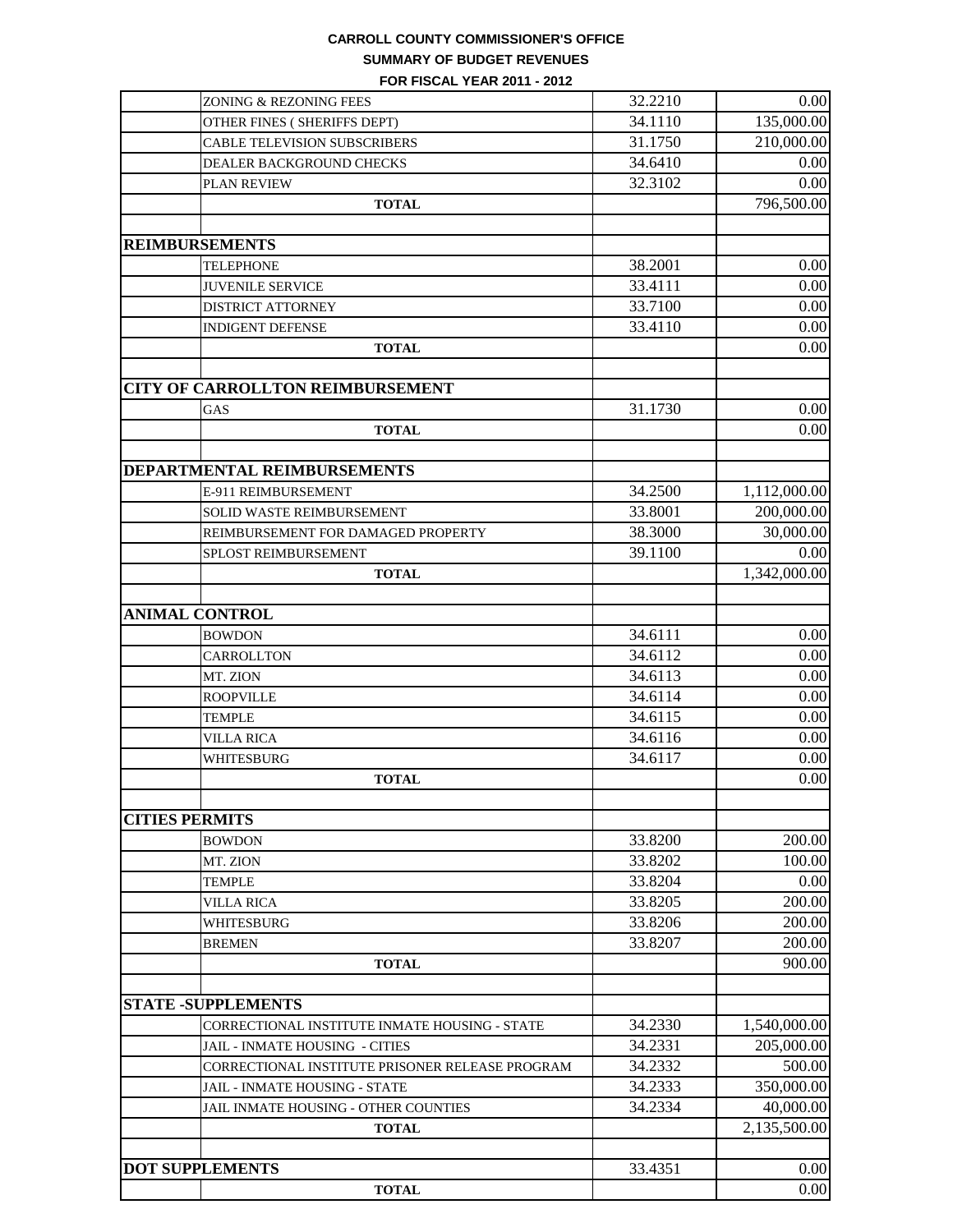**CARROLL COUNTY COMMISSIONER'S OFFICE**

**SUMMARY OF BUDGET REVENUES**

**FOR FISCAL YEAR 2011 - 2012**

| | | | |
|---|---|---|---|
| | ZONING & REZONING FEES | 32.2210 | 0.00 |
| | OTHER FINES ( SHERIFFS DEPT) | 34.1110 | 135,000.00 |
| | CABLE TELEVISION SUBSCRIBERS | 31.1750 | 210,000.00 |
| | DEALER BACKGROUND CHECKS | 34.6410 | 0.00 |
| | PLAN REVIEW | 32.3102 | 0.00 |
| | **TOTAL** | | 796,500.00 |
| | | | |
| **REIMBURSEMENTS** | | | |
| | TELEPHONE | 38.2001 | 0.00 |
| | JUVENILE SERVICE | 33.4111 | 0.00 |
| | DISTRICT ATTORNEY | 33.7100 | 0.00 |
| | INDIGENT DEFENSE | 33.4110 | 0.00 |
| | **TOTAL** | | 0.00 |
| | | | |
| **CITY OF CARROLLTON REIMBURSEMENT** | | | |
| | GAS | 31.1730 | 0.00 |
| | **TOTAL** | | 0.00 |
| | | | |
| **DEPARTMENTAL REIMBURSEMENTS** | | | |
| | E-911 REIMBURSEMENT | 34.2500 | 1,112,000.00 |
| | SOLID WASTE REIMBURSEMENT | 33.8001 | 200,000.00 |
| | REIMBURSEMENT FOR DAMAGED PROPERTY | 38.3000 | 30,000.00 |
| | SPLOST REIMBURSEMENT | 39.1100 | 0.00 |
| | **TOTAL** | | 1,342,000.00 |
| | | | |
| **ANIMAL CONTROL** | | | |
| | BOWDON | 34.6111 | 0.00 |
| | CARROLLTON | 34.6112 | 0.00 |
| | MT. ZION | 34.6113 | 0.00 |
| | ROOPVILLE | 34.6114 | 0.00 |
| | TEMPLE | 34.6115 | 0.00 |
| | VILLA RICA | 34.6116 | 0.00 |
| | WHITESBURG | 34.6117 | 0.00 |
| | **TOTAL** | | 0.00 |
| | | | |
| **CITIES PERMITS** | | | |
| | BOWDON | 33.8200 | 200.00 |
| | MT. ZION | 33.8202 | 100.00 |
| | TEMPLE | 33.8204 | 0.00 |
| | VILLA RICA | 33.8205 | 200.00 |
| | WHITESBURG | 33.8206 | 200.00 |
| | BREMEN | 33.8207 | 200.00 |
| | **TOTAL** | | 900.00 |
| | | | |
| **STATE -SUPPLEMENTS** | | | |
| | CORRECTIONAL INSTITUTE INMATE HOUSING - STATE | 34.2330 | 1,540,000.00 |
| | JAIL - INMATE HOUSING - CITIES | 34.2331 | 205,000.00 |
| | CORRECTIONAL INSTITUTE PRISONER RELEASE PROGRAM | 34.2332 | 500.00 |
| | JAIL - INMATE HOUSING - STATE | 34.2333 | 350,000.00 |
| | JAIL INMATE HOUSING - OTHER COUNTIES | 34.2334 | 40,000.00 |
| | **TOTAL** | | 2,135,500.00 |
| | | | |
| **DOT SUPPLEMENTS** | | 33.4351 | 0.00 |
| | **TOTAL** | | 0.00 |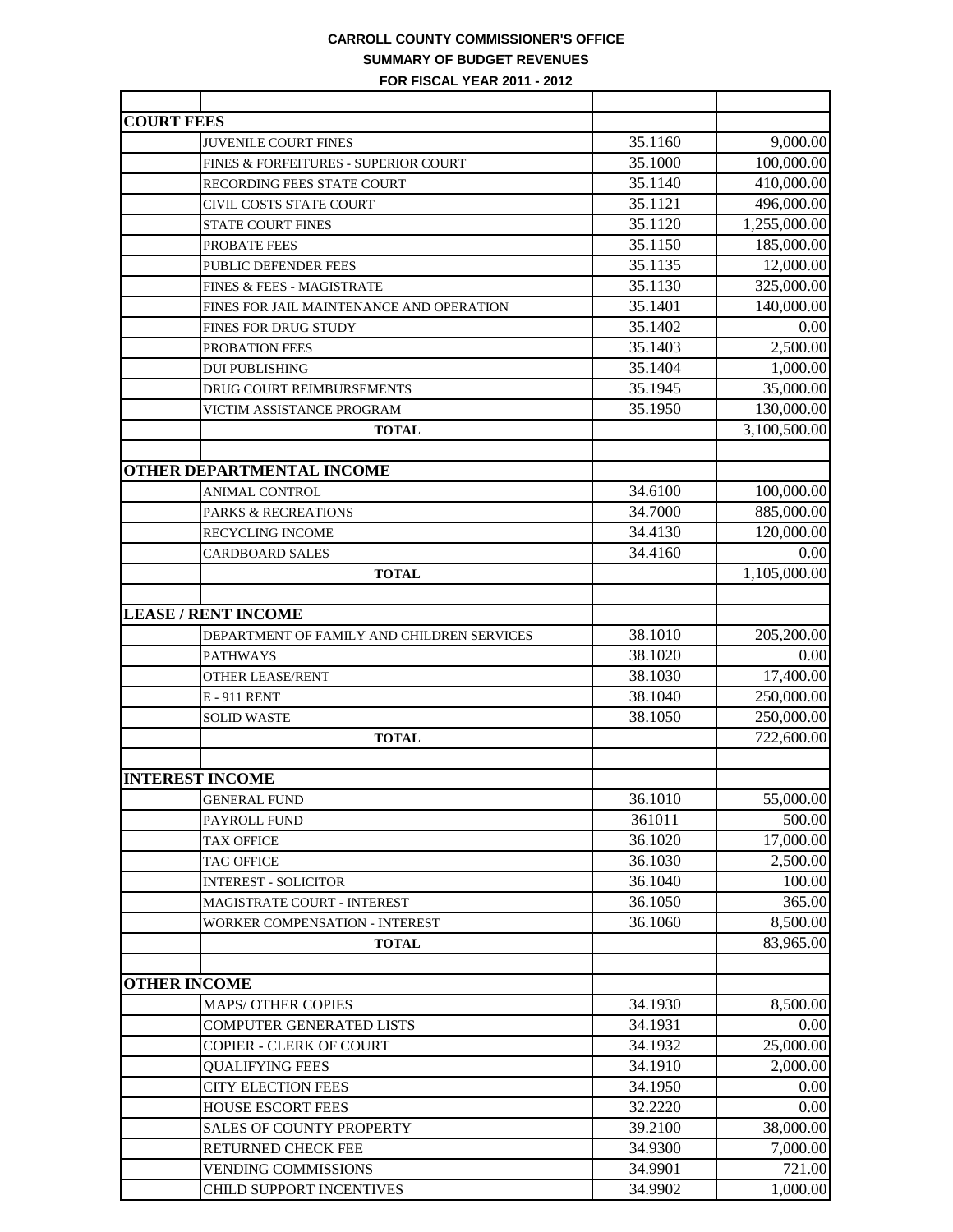**CARROLL COUNTY COMMISSIONER'S OFFICE**

**SUMMARY OF BUDGET REVENUES**

**FOR FISCAL YEAR 2011 - 2012**

| | | | |
|---|---|---|---|
| **COURT FEES** | | | |
| | JUVENILE COURT FINES | 35.1160 | 9,000.00 |
| | FINES & FORFEITURES - SUPERIOR COURT | 35.1000 | 100,000.00 |
| | RECORDING FEES STATE COURT | 35.1140 | 410,000.00 |
| | CIVIL COSTS STATE COURT | 35.1121 | 496,000.00 |
| | STATE COURT FINES | 35.1120 | 1,255,000.00 |
| | PROBATE FEES | 35.1150 | 185,000.00 |
| | PUBLIC DEFENDER FEES | 35.1135 | 12,000.00 |
| | FINES & FEES - MAGISTRATE | 35.1130 | 325,000.00 |
| | FINES FOR JAIL MAINTENANCE AND OPERATION | 35.1401 | 140,000.00 |
| | FINES FOR DRUG STUDY | 35.1402 | 0.00 |
| | PROBATION FEES | 35.1403 | 2,500.00 |
| | DUI PUBLISHING | 35.1404 | 1,000.00 |
| | DRUG COURT REIMBURSEMENTS | 35.1945 | 35,000.00 |
| | VICTIM ASSISTANCE PROGRAM | 35.1950 | 130,000.00 |
| | **TOTAL** | | 3,100,500.00 |
| | | | |
| **OTHER DEPARTMENTAL INCOME** | | | |
| | ANIMAL CONTROL | 34.6100 | 100,000.00 |
| | PARKS & RECREATIONS | 34.7000 | 885,000.00 |
| | RECYCLING INCOME | 34.4130 | 120,000.00 |
| | CARDBOARD SALES | 34.4160 | 0.00 |
| | **TOTAL** | | 1,105,000.00 |
| | | | |
| **LEASE / RENT INCOME** | | | |
| | DEPARTMENT OF FAMILY AND CHILDREN SERVICES | 38.1010 | 205,200.00 |
| | PATHWAYS | 38.1020 | 0.00 |
| | OTHER LEASE/RENT | 38.1030 | 17,400.00 |
| | E - 911 RENT | 38.1040 | 250,000.00 |
| | SOLID WASTE | 38.1050 | 250,000.00 |
| | **TOTAL** | | 722,600.00 |
| | | | |
| **INTEREST INCOME** | | | |
| | GENERAL FUND | 36.1010 | 55,000.00 |
| | PAYROLL FUND | 361011 | 500.00 |
| | TAX OFFICE | 36.1020 | 17,000.00 |
| | TAG OFFICE | 36.1030 | 2,500.00 |
| | INTEREST - SOLICITOR | 36.1040 | 100.00 |
| | MAGISTRATE COURT - INTEREST | 36.1050 | 365.00 |
| | WORKER COMPENSATION - INTEREST | 36.1060 | 8,500.00 |
| | **TOTAL** | | 83,965.00 |
| | | | |
| **OTHER INCOME** | | | |
| | MAPS/ OTHER COPIES | 34.1930 | 8,500.00 |
| | COMPUTER GENERATED LISTS | 34.1931 | 0.00 |
| | COPIER - CLERK OF COURT | 34.1932 | 25,000.00 |
| | QUALIFYING FEES | 34.1910 | 2,000.00 |
| | CITY ELECTION FEES | 34.1950 | 0.00 |
| | HOUSE ESCORT FEES | 32.2220 | 0.00 |
| | SALES OF COUNTY PROPERTY | 39.2100 | 38,000.00 |
| | RETURNED CHECK FEE | 34.9300 | 7,000.00 |
| | VENDING COMMISSIONS | 34.9901 | 721.00 |
| | CHILD SUPPORT INCENTIVES | 34.9902 | 1,000.00 |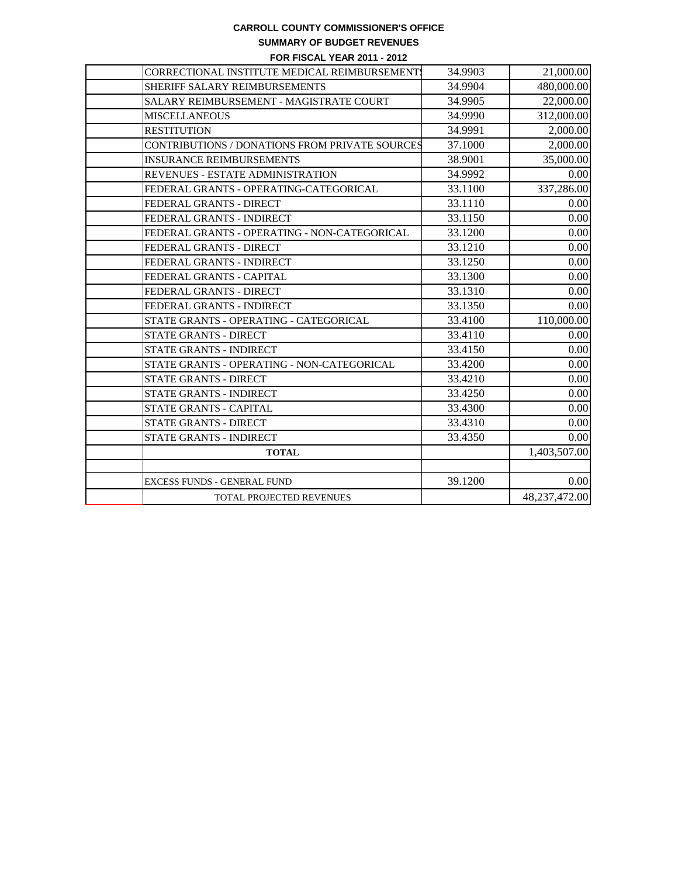**CARROLL COUNTY COMMISSIONER'S OFFICE**

**SUMMARY OF BUDGET REVENUES**

**FOR FISCAL YEAR 2011 - 2012**

| | | | |
|---|---|---|---|
| | CORRECTIONAL INSTITUTE MEDICAL REIMBURSEMENTS | 34.9903 | 21,000.00 |
| | SHERIFF SALARY REIMBURSEMENTS | 34.9904 | 480,000.00 |
| | SALARY REIMBURSEMENT - MAGISTRATE COURT | 34.9905 | 22,000.00 |
| | MISCELLANEOUS | 34.9990 | 312,000.00 |
| | RESTITUTION | 34.9991 | 2,000.00 |
| | CONTRIBUTIONS / DONATIONS FROM PRIVATE SOURCES | 37.1000 | 2,000.00 |
| | INSURANCE REIMBURSEMENTS | 38.9001 | 35,000.00 |
| | REVENUES - ESTATE ADMINISTRATION | 34.9992 | 0.00 |
| | FEDERAL GRANTS - OPERATING-CATEGORICAL | 33.1100 | 337,286.00 |
| | FEDERAL GRANTS - DIRECT | 33.1110 | 0.00 |
| | FEDERAL GRANTS - INDIRECT | 33.1150 | 0.00 |
| | FEDERAL GRANTS - OPERATING - NON-CATEGORICAL | 33.1200 | 0.00 |
| | FEDERAL GRANTS - DIRECT | 33.1210 | 0.00 |
| | FEDERAL GRANTS - INDIRECT | 33.1250 | 0.00 |
| | FEDERAL GRANTS - CAPITAL | 33.1300 | 0.00 |
| | FEDERAL GRANTS - DIRECT | 33.1310 | 0.00 |
| | FEDERAL GRANTS - INDIRECT | 33.1350 | 0.00 |
| | STATE GRANTS - OPERATING - CATEGORICAL | 33.4100 | 110,000.00 |
| | STATE GRANTS - DIRECT | 33.4110 | 0.00 |
| | STATE GRANTS - INDIRECT | 33.4150 | 0.00 |
| | STATE GRANTS - OPERATING - NON-CATEGORICAL | 33.4200 | 0.00 |
| | STATE GRANTS - DIRECT | 33.4210 | 0.00 |
| | STATE GRANTS - INDIRECT | 33.4250 | 0.00 |
| | STATE GRANTS - CAPITAL | 33.4300 | 0.00 |
| | STATE GRANTS - DIRECT | 33.4310 | 0.00 |
| | STATE GRANTS - INDIRECT | 33.4350 | 0.00 |
| | **TOTAL** | | 1,403,507.00 |
| | | | |
| | EXCESS FUNDS - GENERAL FUND | 39.1200 | 0.00 |
| | TOTAL PROJECTED REVENUES | | 48,237,472.00 |